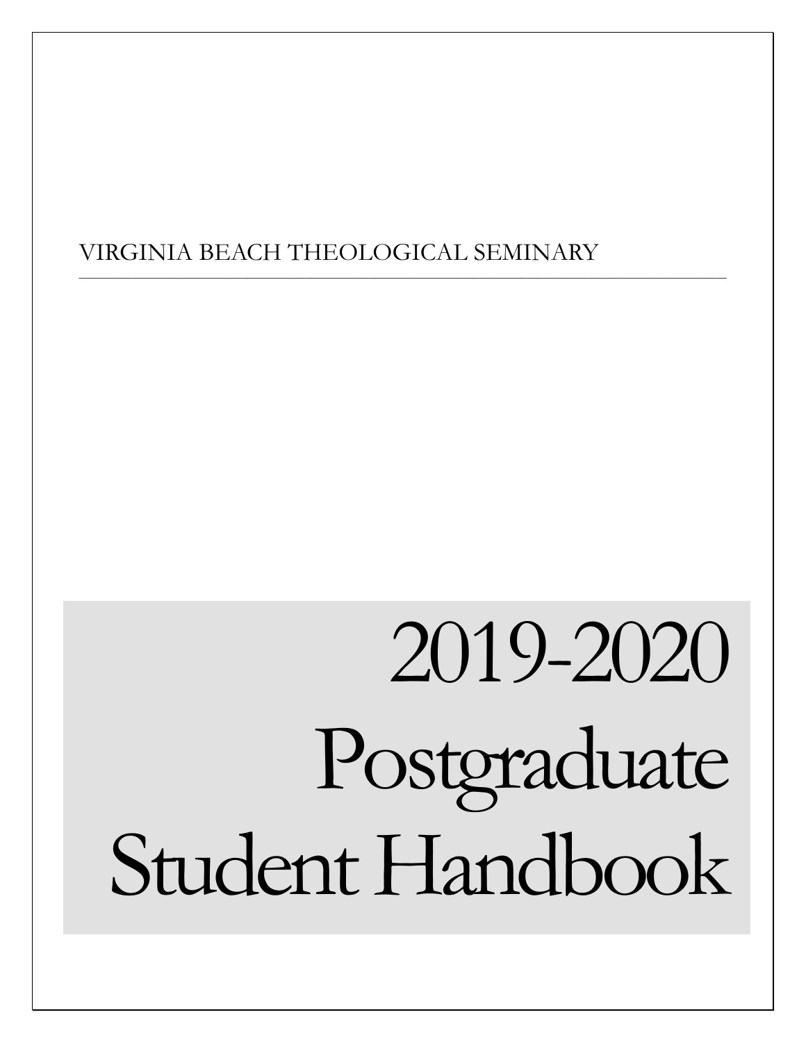VIRGINIA BEACH THEOLOGICAL SEMINARY

---

# 2019-2020 Postgraduate Student Handbook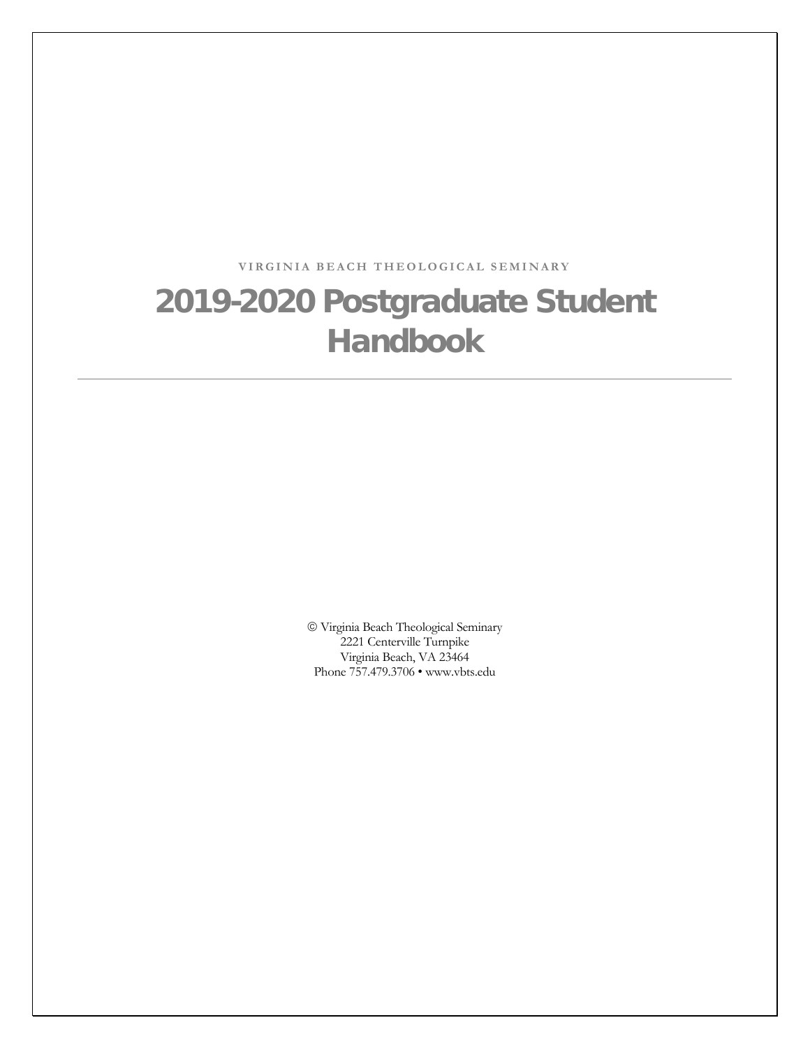VIRGINIA BEACH THEOLOGICAL SEMINARY

# 2019-2020 Postgraduate Student Handbook

---

© Virginia Beach Theological Seminary
2221 Centerville Turnpike
Virginia Beach, VA 23464
Phone 757.479.3706 • www.vbts.edu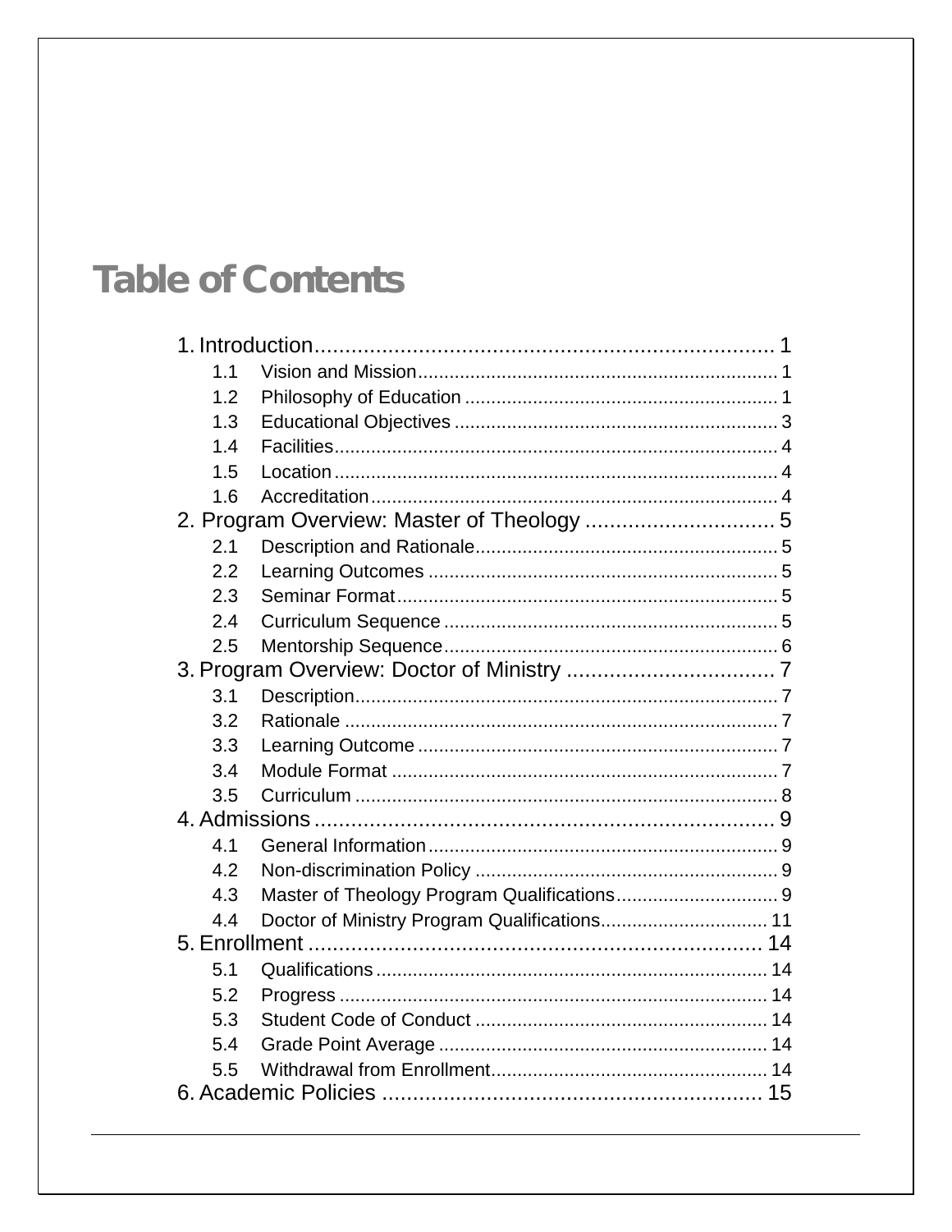# Table of Contents

1. Introduction .......................................................................... 1
   - 1.1 Vision and Mission .......................................................... 1
   - 1.2 Philosophy of Education .................................................. 1
   - 1.3 Educational Objectives ................................................... 3
   - 1.4 Facilities .......................................................................... 4
   - 1.5 Location .......................................................................... 4
   - 1.6 Accreditation ................................................................... 4
2. Program Overview: Master of Theology ............................... 5
   - 2.1 Description and Rationale ................................................ 5
   - 2.2 Learning Outcomes ........................................................ 5
   - 2.3 Seminar Format ............................................................... 5
   - 2.4 Curriculum Sequence ...................................................... 5
   - 2.5 Mentorship Sequence ...................................................... 6
3. Program Overview: Doctor of Ministry .................................. 7
   - 3.1 Description ....................................................................... 7
   - 3.2 Rationale ......................................................................... 7
   - 3.3 Learning Outcome ........................................................... 7
   - 3.4 Module Format ................................................................ 7
   - 3.5 Curriculum ....................................................................... 8
4. Admissions .......................................................................... 9
   - 4.1 General Information ......................................................... 9
   - 4.2 Non-discrimination Policy ................................................ 9
   - 4.3 Master of Theology Program Qualifications ..................... 9
   - 4.4 Doctor of Ministry Program Qualifications ....................... 11
5. Enrollment .......................................................................... 14
   - 5.1 Qualifications .................................................................. 14
   - 5.2 Progress ......................................................................... 14
   - 5.3 Student Code of Conduct ............................................... 14
   - 5.4 Grade Point Average ...................................................... 14
   - 5.5 Withdrawal from Enrollment ........................................... 14
6. Academic Policies ............................................................... 15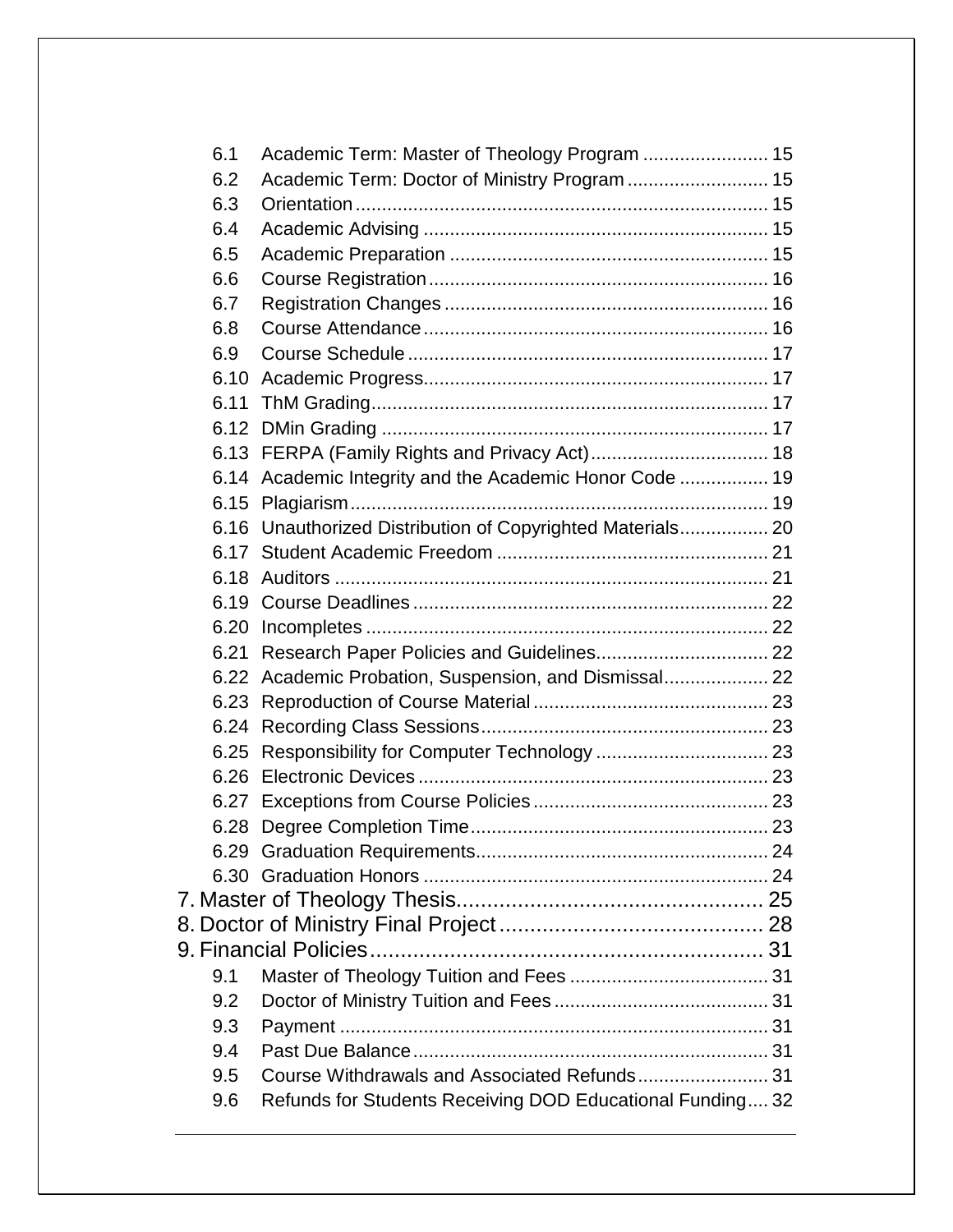- 6.1 Academic Term: Master of Theology Program ........................ 15
- 6.2 Academic Term: Doctor of Ministry Program ........................... 15
- 6.3 Orientation ................................................................................ 15
- 6.4 Academic Advising .................................................................. 15
- 6.5 Academic Preparation ............................................................. 15
- 6.6 Course Registration ................................................................. 16
- 6.7 Registration Changes .............................................................. 16
- 6.8 Course Attendance .................................................................. 16
- 6.9 Course Schedule ..................................................................... 17
- 6.10 Academic Progress .................................................................. 17
- 6.11 ThM Grading ............................................................................ 17
- 6.12 DMin Grading ........................................................................... 17
- 6.13 FERPA (Family Rights and Privacy Act) .................................. 18
- 6.14 Academic Integrity and the Academic Honor Code ................. 19
- 6.15 Plagiarism ................................................................................ 19
- 6.16 Unauthorized Distribution of Copyrighted Materials ................. 20
- 6.17 Student Academic Freedom .................................................... 21
- 6.18 Auditors ................................................................................... 21
- 6.19 Course Deadlines .................................................................... 22
- 6.20 Incompletes ............................................................................. 22
- 6.21 Research Paper Policies and Guidelines ................................. 22
- 6.22 Academic Probation, Suspension, and Dismissal .................... 22
- 6.23 Reproduction of Course Material ............................................. 23
- 6.24 Recording Class Sessions ....................................................... 23
- 6.25 Responsibility for Computer Technology ................................. 23
- 6.26 Electronic Devices ................................................................... 23
- 6.27 Exceptions from Course Policies ............................................. 23
- 6.28 Degree Completion Time ......................................................... 23
- 6.29 Graduation Requirements ........................................................ 24
- 6.30 Graduation Honors .................................................................. 24

7. Master of Theology Thesis .................................................. 25
8. Doctor of Ministry Final Project ........................................... 28
9. Financial Policies ................................................................ 31

- 9.1 Master of Theology Tuition and Fees ...................................... 31
- 9.2 Doctor of Ministry Tuition and Fees ......................................... 31
- 9.3 Payment .................................................................................. 31
- 9.4 Past Due Balance .................................................................... 31
- 9.5 Course Withdrawals and Associated Refunds ......................... 31
- 9.6 Refunds for Students Receiving DOD Educational Funding .... 32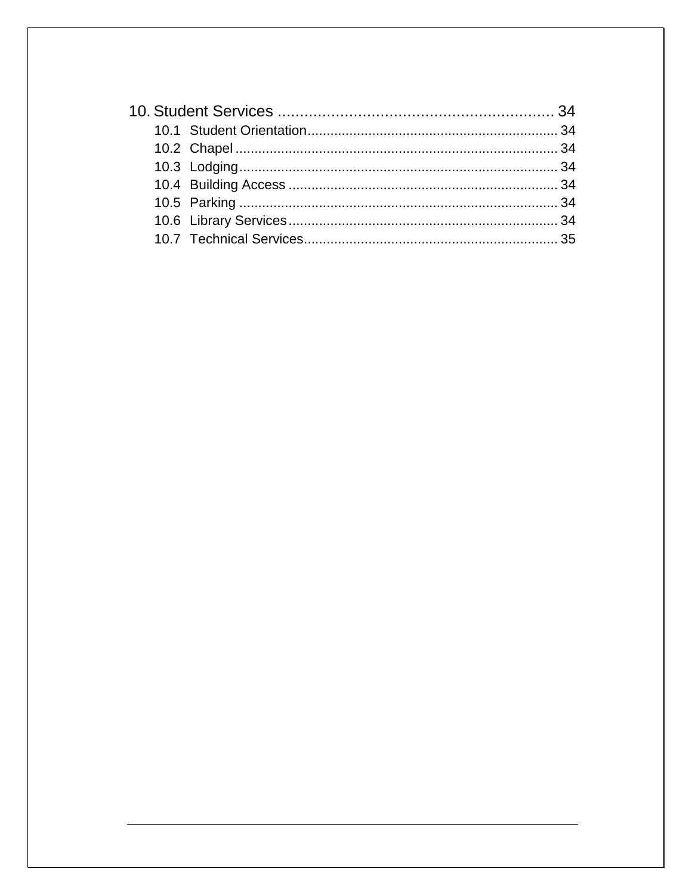10. Student Services ............................................................... 34

- 10.1 Student Orientation ................................................................ 34
- 10.2 Chapel ................................................................................... 34
- 10.3 Lodging ................................................................................. 34
- 10.4 Building Access ..................................................................... 34
- 10.5 Parking .................................................................................. 34
- 10.6 Library Services ..................................................................... 34
- 10.7 Technical Services .................................................................. 35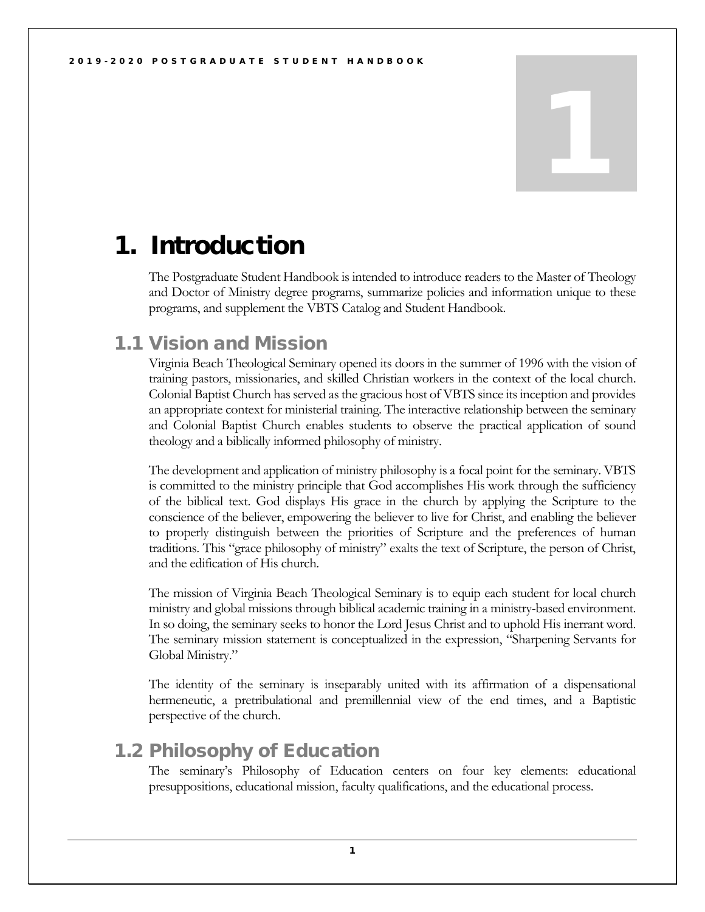# 1. Introduction

The Postgraduate Student Handbook is intended to introduce readers to the Master of Theology and Doctor of Ministry degree programs, summarize policies and information unique to these programs, and supplement the VBTS Catalog and Student Handbook.

## 1.1 Vision and Mission

Virginia Beach Theological Seminary opened its doors in the summer of 1996 with the vision of training pastors, missionaries, and skilled Christian workers in the context of the local church. Colonial Baptist Church has served as the gracious host of VBTS since its inception and provides an appropriate context for ministerial training. The interactive relationship between the seminary and Colonial Baptist Church enables students to observe the practical application of sound theology and a biblically informed philosophy of ministry.

The development and application of ministry philosophy is a focal point for the seminary. VBTS is committed to the ministry principle that God accomplishes His work through the sufficiency of the biblical text. God displays His grace in the church by applying the Scripture to the conscience of the believer, empowering the believer to live for Christ, and enabling the believer to properly distinguish between the priorities of Scripture and the preferences of human traditions. This "grace philosophy of ministry" exalts the text of Scripture, the person of Christ, and the edification of His church.

The mission of Virginia Beach Theological Seminary is to equip each student for local church ministry and global missions through biblical academic training in a ministry-based environment. In so doing, the seminary seeks to honor the Lord Jesus Christ and to uphold His inerrant word. The seminary mission statement is conceptualized in the expression, "Sharpening Servants for Global Ministry."

The identity of the seminary is inseparably united with its affirmation of a dispensational hermeneutic, a pretribulational and premillennial view of the end times, and a Baptistic perspective of the church.

## 1.2 Philosophy of Education

The seminary's Philosophy of Education centers on four key elements: educational presuppositions, educational mission, faculty qualifications, and the educational process.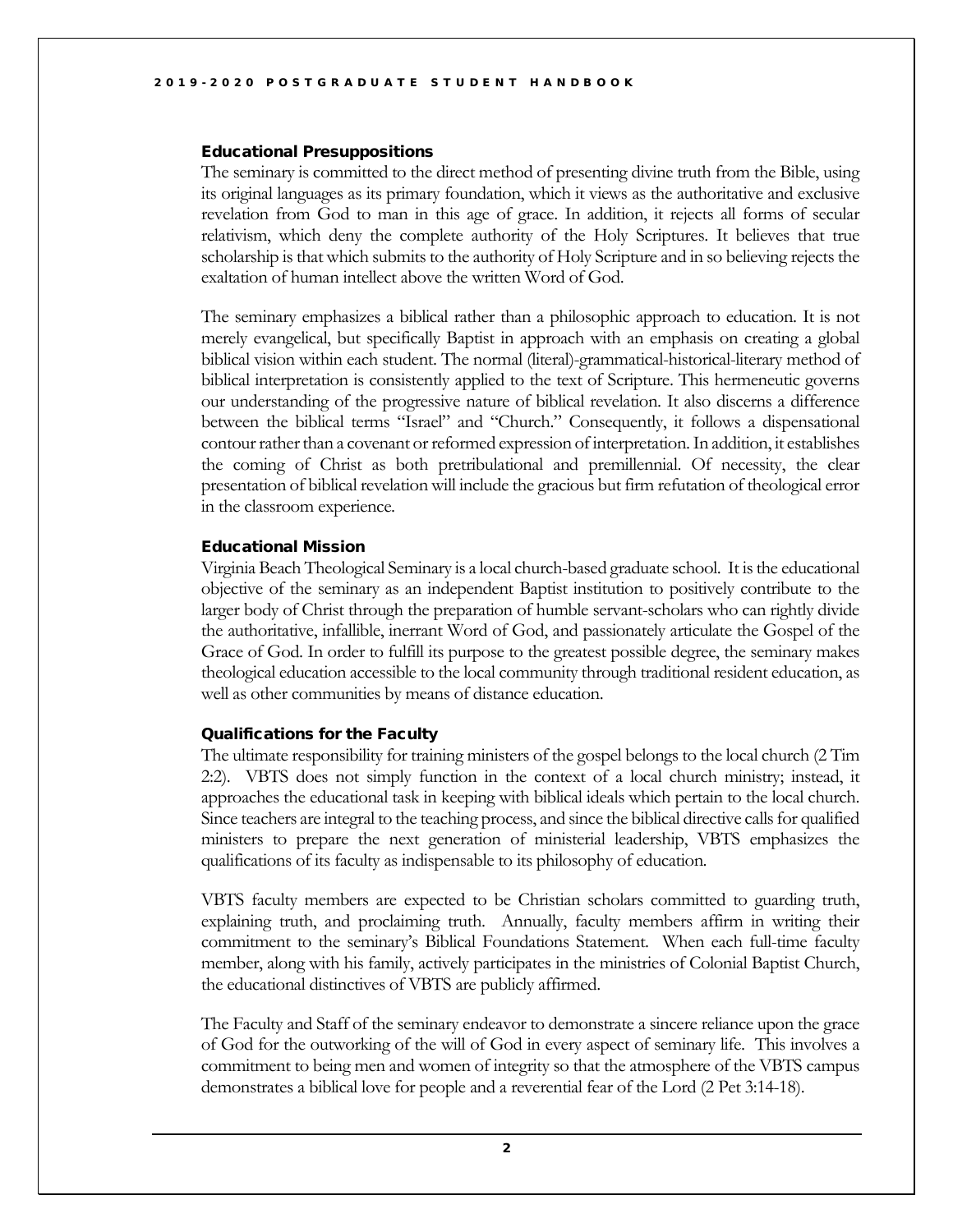### Educational Presuppositions

The seminary is committed to the direct method of presenting divine truth from the Bible, using its original languages as its primary foundation, which it views as the authoritative and exclusive revelation from God to man in this age of grace. In addition, it rejects all forms of secular relativism, which deny the complete authority of the Holy Scriptures. It believes that true scholarship is that which submits to the authority of Holy Scripture and in so believing rejects the exaltation of human intellect above the written Word of God.

The seminary emphasizes a biblical rather than a philosophic approach to education. It is not merely evangelical, but specifically Baptist in approach with an emphasis on creating a global biblical vision within each student. The normal (literal)-grammatical-historical-literary method of biblical interpretation is consistently applied to the text of Scripture. This hermeneutic governs our understanding of the progressive nature of biblical revelation. It also discerns a difference between the biblical terms "Israel" and "Church." Consequently, it follows a dispensational contour rather than a covenant or reformed expression of interpretation. In addition, it establishes the coming of Christ as both pretribulational and premillennial. Of necessity, the clear presentation of biblical revelation will include the gracious but firm refutation of theological error in the classroom experience.

### Educational Mission

Virginia Beach Theological Seminary is a local church-based graduate school. It is the educational objective of the seminary as an independent Baptist institution to positively contribute to the larger body of Christ through the preparation of humble servant-scholars who can rightly divide the authoritative, infallible, inerrant Word of God, and passionately articulate the Gospel of the Grace of God. In order to fulfill its purpose to the greatest possible degree, the seminary makes theological education accessible to the local community through traditional resident education, as well as other communities by means of distance education.

### Qualifications for the Faculty

The ultimate responsibility for training ministers of the gospel belongs to the local church (2 Tim 2:2). VBTS does not simply function in the context of a local church ministry; instead, it approaches the educational task in keeping with biblical ideals which pertain to the local church. Since teachers are integral to the teaching process, and since the biblical directive calls for qualified ministers to prepare the next generation of ministerial leadership, VBTS emphasizes the qualifications of its faculty as indispensable to its philosophy of education.

VBTS faculty members are expected to be Christian scholars committed to guarding truth, explaining truth, and proclaiming truth. Annually, faculty members affirm in writing their commitment to the seminary's Biblical Foundations Statement. When each full-time faculty member, along with his family, actively participates in the ministries of Colonial Baptist Church, the educational distinctives of VBTS are publicly affirmed.

The Faculty and Staff of the seminary endeavor to demonstrate a sincere reliance upon the grace of God for the outworking of the will of God in every aspect of seminary life. This involves a commitment to being men and women of integrity so that the atmosphere of the VBTS campus demonstrates a biblical love for people and a reverential fear of the Lord (2 Pet 3:14-18).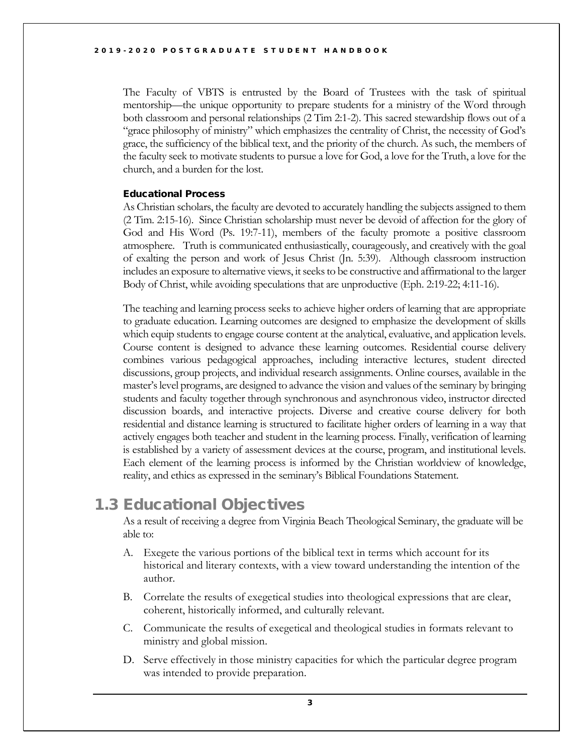The Faculty of VBTS is entrusted by the Board of Trustees with the task of spiritual mentorship—the unique opportunity to prepare students for a ministry of the Word through both classroom and personal relationships (2 Tim 2:1-2). This sacred stewardship flows out of a "grace philosophy of ministry" which emphasizes the centrality of Christ, the necessity of God's grace, the sufficiency of the biblical text, and the priority of the church. As such, the members of the faculty seek to motivate students to pursue a love for God, a love for the Truth, a love for the church, and a burden for the lost.

### Educational Process

As Christian scholars, the faculty are devoted to accurately handling the subjects assigned to them (2 Tim. 2:15-16). Since Christian scholarship must never be devoid of affection for the glory of God and His Word (Ps. 19:7-11), members of the faculty promote a positive classroom atmosphere. Truth is communicated enthusiastically, courageously, and creatively with the goal of exalting the person and work of Jesus Christ (Jn. 5:39). Although classroom instruction includes an exposure to alternative views, it seeks to be constructive and affirmational to the larger Body of Christ, while avoiding speculations that are unproductive (Eph. 2:19-22; 4:11-16).

The teaching and learning process seeks to achieve higher orders of learning that are appropriate to graduate education. Learning outcomes are designed to emphasize the development of skills which equip students to engage course content at the analytical, evaluative, and application levels. Course content is designed to advance these learning outcomes. Residential course delivery combines various pedagogical approaches, including interactive lectures, student directed discussions, group projects, and individual research assignments. Online courses, available in the master's level programs, are designed to advance the vision and values of the seminary by bringing students and faculty together through synchronous and asynchronous video, instructor directed discussion boards, and interactive projects. Diverse and creative course delivery for both residential and distance learning is structured to facilitate higher orders of learning in a way that actively engages both teacher and student in the learning process. Finally, verification of learning is established by a variety of assessment devices at the course, program, and institutional levels. Each element of the learning process is informed by the Christian worldview of knowledge, reality, and ethics as expressed in the seminary's Biblical Foundations Statement.

## 1.3 Educational Objectives

As a result of receiving a degree from Virginia Beach Theological Seminary, the graduate will be able to:

A. Exegete the various portions of the biblical text in terms which account for its historical and literary contexts, with a view toward understanding the intention of the author.

B. Correlate the results of exegetical studies into theological expressions that are clear, coherent, historically informed, and culturally relevant.

C. Communicate the results of exegetical and theological studies in formats relevant to ministry and global mission.

D. Serve effectively in those ministry capacities for which the particular degree program was intended to provide preparation.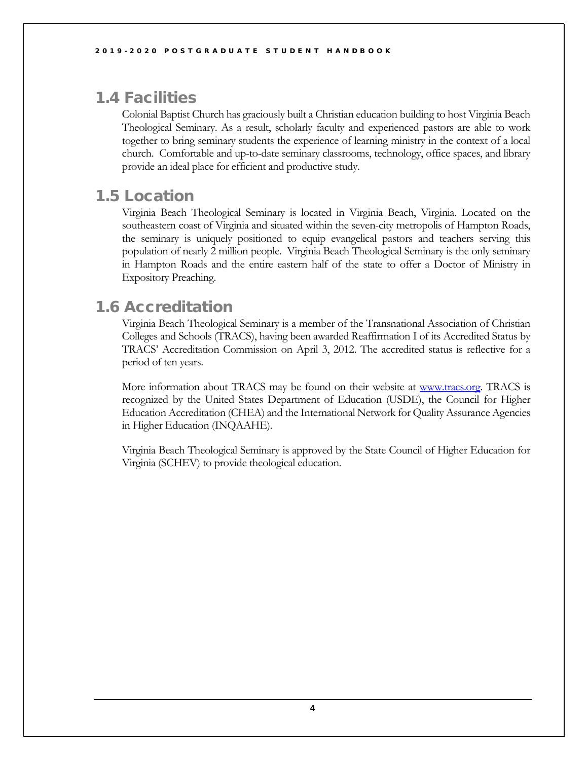## 1.4 Facilities

Colonial Baptist Church has graciously built a Christian education building to host Virginia Beach Theological Seminary. As a result, scholarly faculty and experienced pastors are able to work together to bring seminary students the experience of learning ministry in the context of a local church. Comfortable and up-to-date seminary classrooms, technology, office spaces, and library provide an ideal place for efficient and productive study.

## 1.5 Location

Virginia Beach Theological Seminary is located in Virginia Beach, Virginia. Located on the southeastern coast of Virginia and situated within the seven-city metropolis of Hampton Roads, the seminary is uniquely positioned to equip evangelical pastors and teachers serving this population of nearly 2 million people. Virginia Beach Theological Seminary is the only seminary in Hampton Roads and the entire eastern half of the state to offer a Doctor of Ministry in Expository Preaching.

## 1.6 Accreditation

Virginia Beach Theological Seminary is a member of the Transnational Association of Christian Colleges and Schools (TRACS), having been awarded Reaffirmation I of its Accredited Status by TRACS' Accreditation Commission on April 3, 2012. The accredited status is reflective for a period of ten years.

More information about TRACS may be found on their website at [www.tracs.org](http://www.tracs.org). TRACS is recognized by the United States Department of Education (USDE), the Council for Higher Education Accreditation (CHEA) and the International Network for Quality Assurance Agencies in Higher Education (INQAAHE).

Virginia Beach Theological Seminary is approved by the State Council of Higher Education for Virginia (SCHEV) to provide theological education.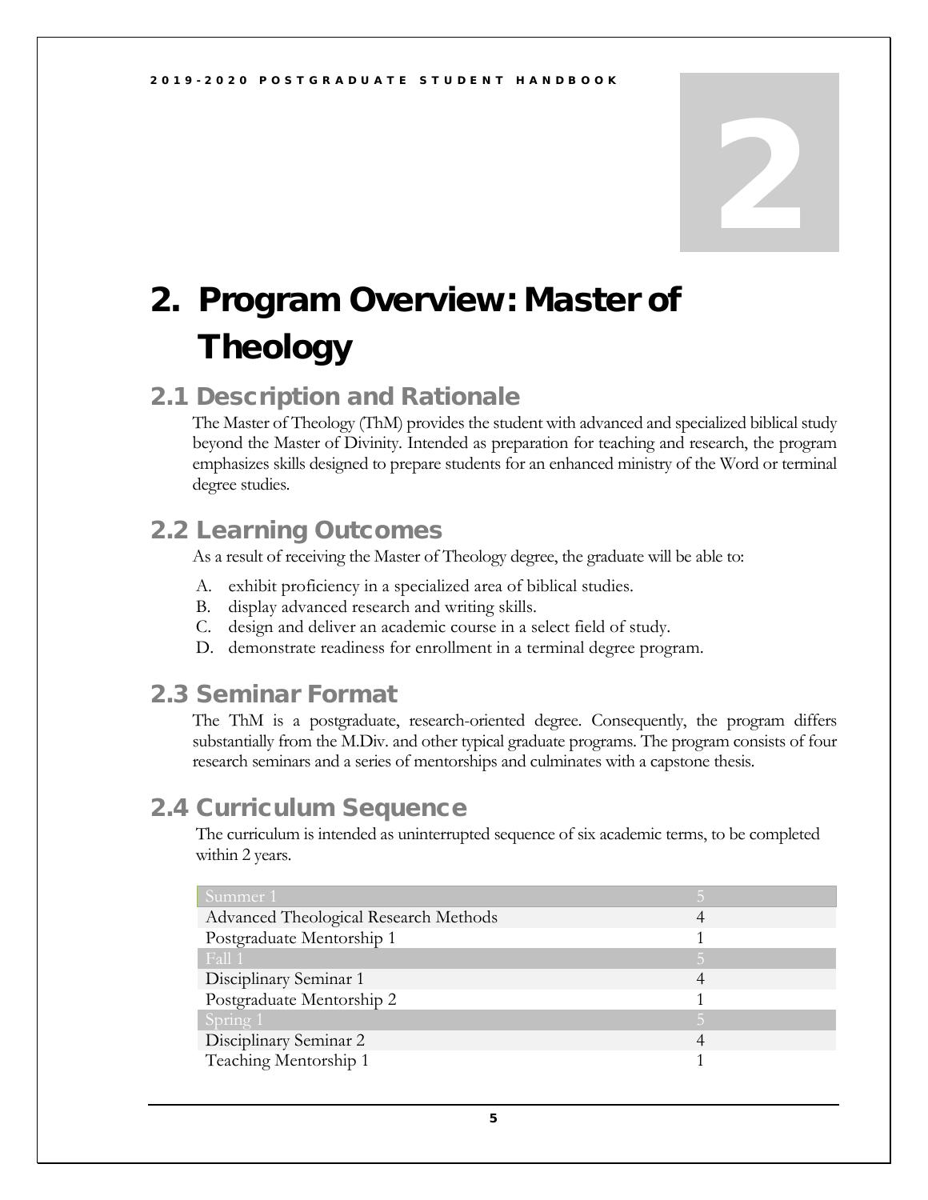# 2. Program Overview: Master of Theology

## 2.1 Description and Rationale

The Master of Theology (ThM) provides the student with advanced and specialized biblical study beyond the Master of Divinity. Intended as preparation for teaching and research, the program emphasizes skills designed to prepare students for an enhanced ministry of the Word or terminal degree studies.

## 2.2 Learning Outcomes

As a result of receiving the Master of Theology degree, the graduate will be able to:

A. exhibit proficiency in a specialized area of biblical studies.
B. display advanced research and writing skills.
C. design and deliver an academic course in a select field of study.
D. demonstrate readiness for enrollment in a terminal degree program.

## 2.3 Seminar Format

The ThM is a postgraduate, research-oriented degree. Consequently, the program differs substantially from the M.Div. and other typical graduate programs. The program consists of four research seminars and a series of mentorships and culminates with a capstone thesis.

## 2.4 Curriculum Sequence

The curriculum is intended as uninterrupted sequence of six academic terms, to be completed within 2 years.

| Summer 1 | 5 |
|---|---|
| Advanced Theological Research Methods | 4 |
| Postgraduate Mentorship 1 | 1 |
| Fall 1 | 5 |
| Disciplinary Seminar 1 | 4 |
| Postgraduate Mentorship 2 | 1 |
| Spring 1 | 5 |
| Disciplinary Seminar 2 | 4 |
| Teaching Mentorship 1 | 1 |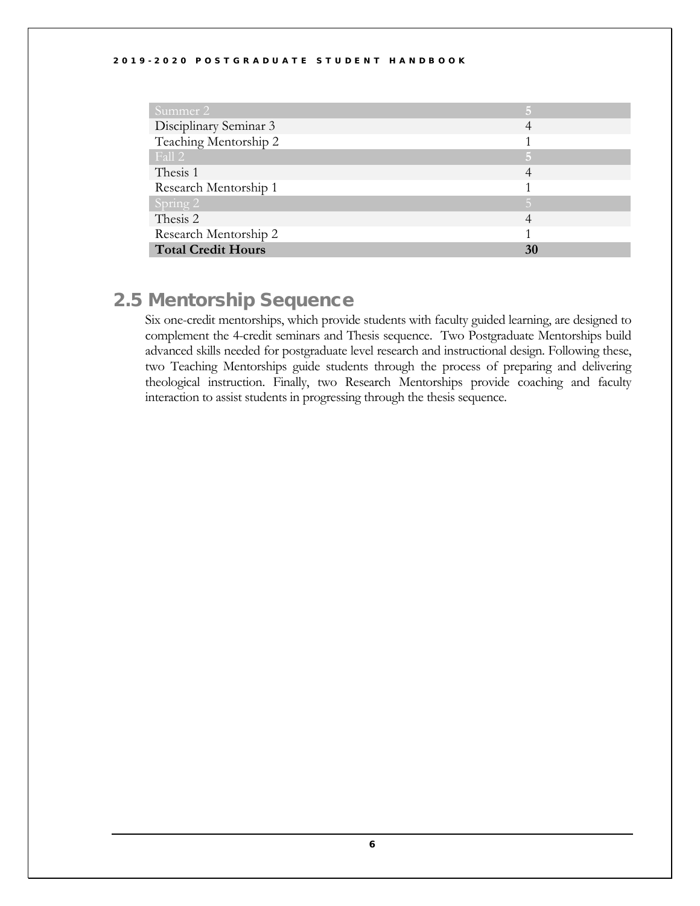| Summer 2 | 5 |
| --- | --- |
| Disciplinary Seminar 3 | 4 |
| Teaching Mentorship 2 | 1 |
| Fall 2 | 5 |
| Thesis 1 | 4 |
| Research Mentorship 1 | 1 |
| Spring 2 | 5 |
| Thesis 2 | 4 |
| Research Mentorship 2 | 1 |
| **Total Credit Hours** | **30** |

## 2.5 Mentorship Sequence

Six one-credit mentorships, which provide students with faculty guided learning, are designed to complement the 4-credit seminars and Thesis sequence. Two Postgraduate Mentorships build advanced skills needed for postgraduate level research and instructional design. Following these, two Teaching Mentorships guide students through the process of preparing and delivering theological instruction. Finally, two Research Mentorships provide coaching and faculty interaction to assist students in progressing through the thesis sequence.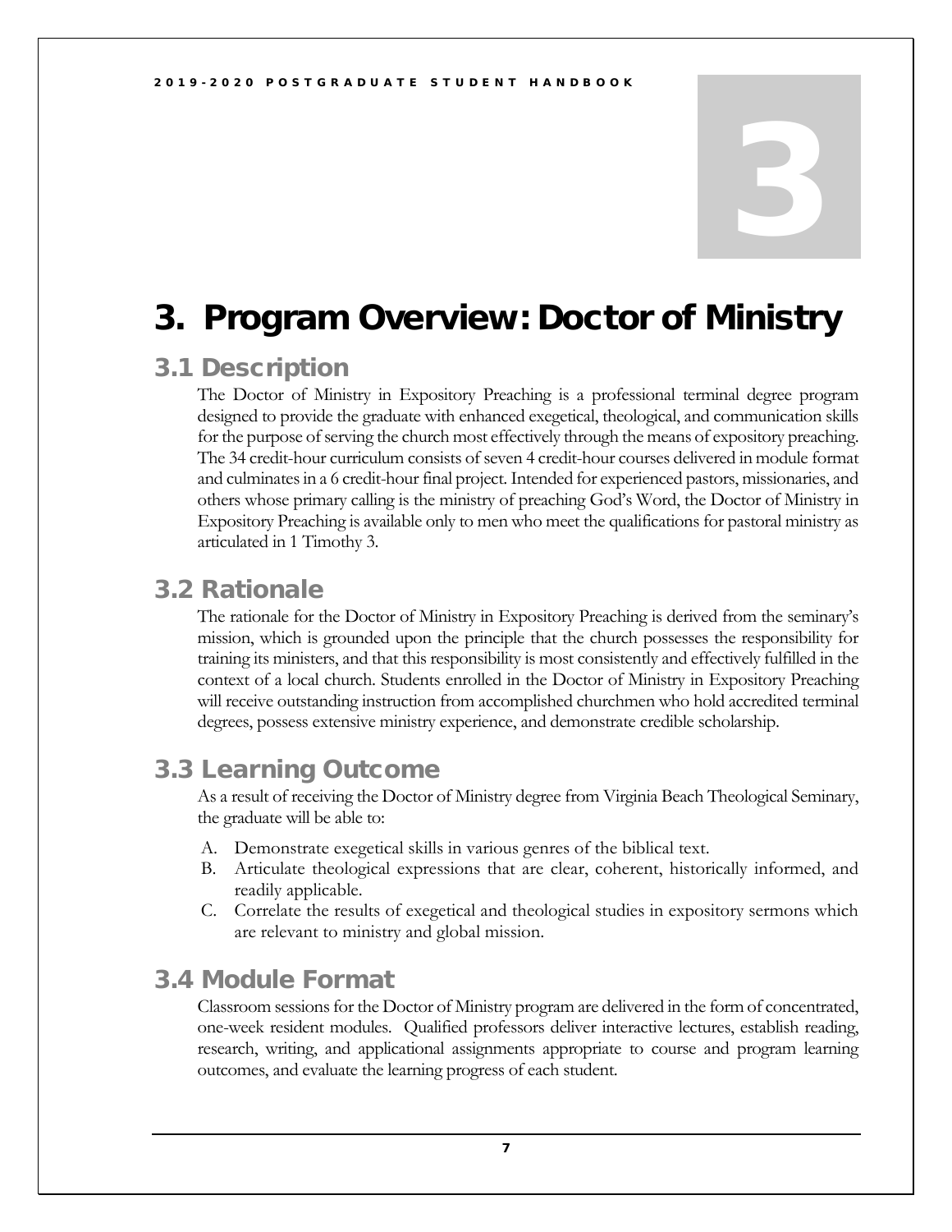# 3. Program Overview: Doctor of Ministry

## 3.1 Description

The Doctor of Ministry in Expository Preaching is a professional terminal degree program designed to provide the graduate with enhanced exegetical, theological, and communication skills for the purpose of serving the church most effectively through the means of expository preaching. The 34 credit-hour curriculum consists of seven 4 credit-hour courses delivered in module format and culminates in a 6 credit-hour final project. Intended for experienced pastors, missionaries, and others whose primary calling is the ministry of preaching God's Word, the Doctor of Ministry in Expository Preaching is available only to men who meet the qualifications for pastoral ministry as articulated in 1 Timothy 3.

## 3.2 Rationale

The rationale for the Doctor of Ministry in Expository Preaching is derived from the seminary's mission, which is grounded upon the principle that the church possesses the responsibility for training its ministers, and that this responsibility is most consistently and effectively fulfilled in the context of a local church. Students enrolled in the Doctor of Ministry in Expository Preaching will receive outstanding instruction from accomplished churchmen who hold accredited terminal degrees, possess extensive ministry experience, and demonstrate credible scholarship.

## 3.3 Learning Outcome

As a result of receiving the Doctor of Ministry degree from Virginia Beach Theological Seminary, the graduate will be able to:

A. Demonstrate exegetical skills in various genres of the biblical text.
B. Articulate theological expressions that are clear, coherent, historically informed, and readily applicable.
C. Correlate the results of exegetical and theological studies in expository sermons which are relevant to ministry and global mission.

## 3.4 Module Format

Classroom sessions for the Doctor of Ministry program are delivered in the form of concentrated, one-week resident modules. Qualified professors deliver interactive lectures, establish reading, research, writing, and applicational assignments appropriate to course and program learning outcomes, and evaluate the learning progress of each student.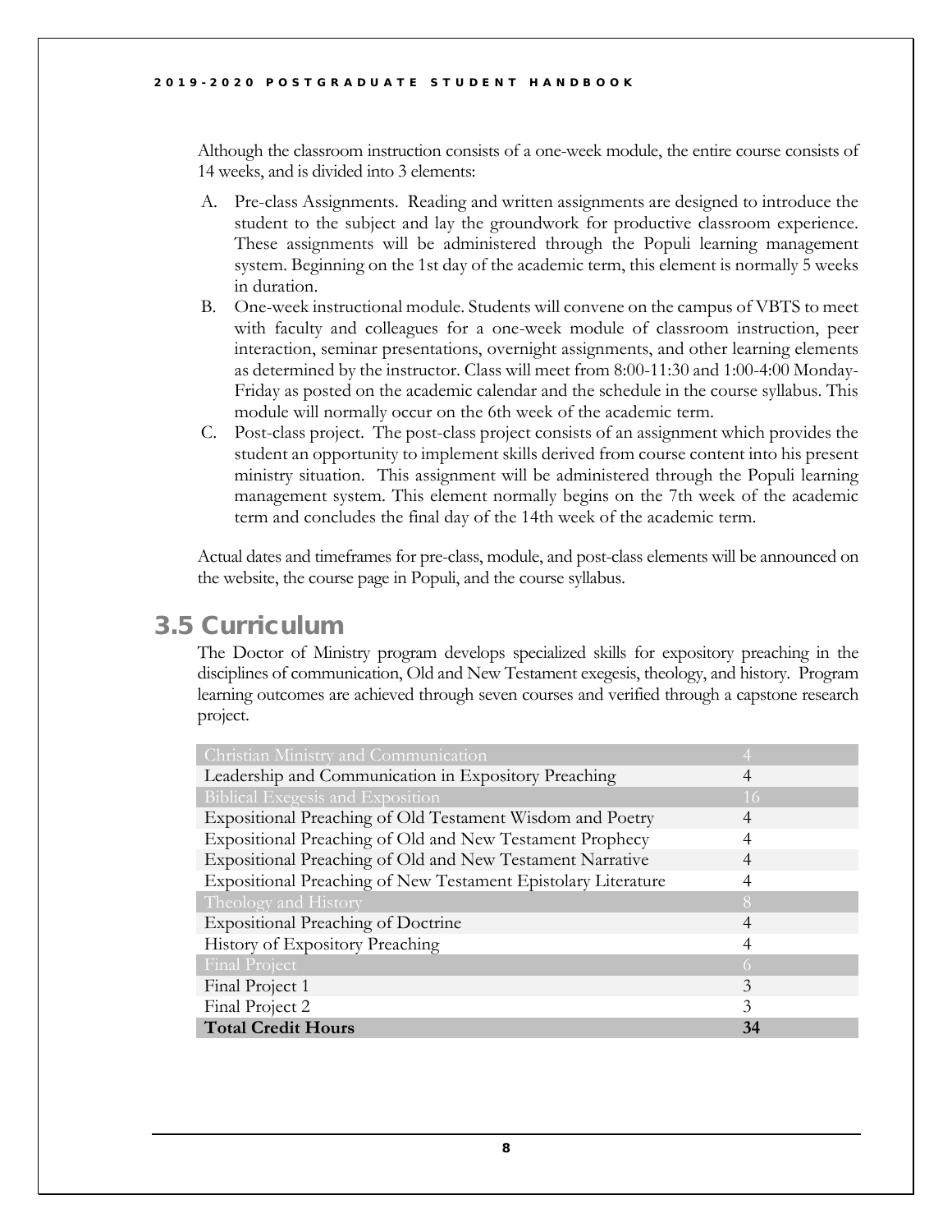Although the classroom instruction consists of a one-week module, the entire course consists of 14 weeks, and is divided into 3 elements:

A. Pre-class Assignments. Reading and written assignments are designed to introduce the student to the subject and lay the groundwork for productive classroom experience. These assignments will be administered through the Populi learning management system. Beginning on the 1st day of the academic term, this element is normally 5 weeks in duration.
B. One-week instructional module. Students will convene on the campus of VBTS to meet with faculty and colleagues for a one-week module of classroom instruction, peer interaction, seminar presentations, overnight assignments, and other learning elements as determined by the instructor. Class will meet from 8:00-11:30 and 1:00-4:00 Monday-Friday as posted on the academic calendar and the schedule in the course syllabus. This module will normally occur on the 6th week of the academic term.
C. Post-class project. The post-class project consists of an assignment which provides the student an opportunity to implement skills derived from course content into his present ministry situation. This assignment will be administered through the Populi learning management system. This element normally begins on the 7th week of the academic term and concludes the final day of the 14th week of the academic term.

Actual dates and timeframes for pre-class, module, and post-class elements will be announced on the website, the course page in Populi, and the course syllabus.

## 3.5 Curriculum

The Doctor of Ministry program develops specialized skills for expository preaching in the disciplines of communication, Old and New Testament exegesis, theology, and history. Program learning outcomes are achieved through seven courses and verified through a capstone research project.

| Christian Ministry and Communication | 4 |
|---|---|
| Leadership and Communication in Expository Preaching | 4 |
| Biblical Exegesis and Exposition | 16 |
| Expositional Preaching of Old Testament Wisdom and Poetry | 4 |
| Expositional Preaching of Old and New Testament Prophecy | 4 |
| Expositional Preaching of Old and New Testament Narrative | 4 |
| Expositional Preaching of New Testament Epistolary Literature | 4 |
| Theology and History | 8 |
| Expositional Preaching of Doctrine | 4 |
| History of Expository Preaching | 4 |
| Final Project | 6 |
| Final Project 1 | 3 |
| Final Project 2 | 3 |
| **Total Credit Hours** | **34** |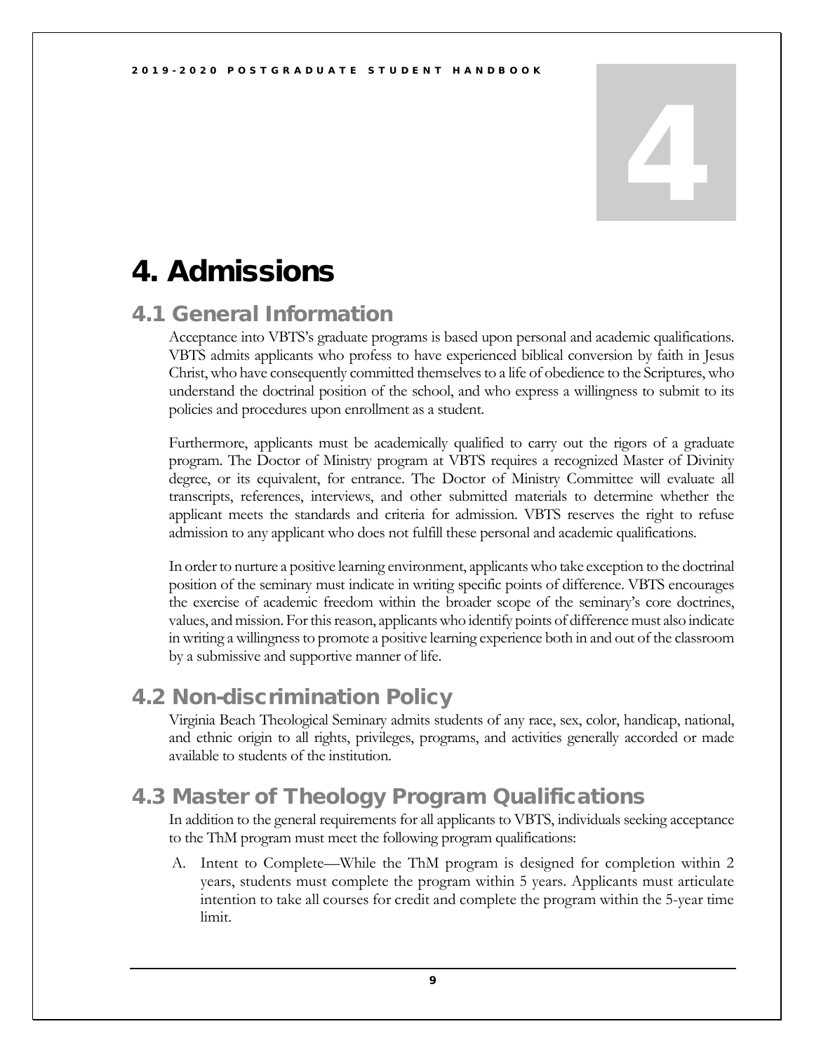# 4. Admissions

## 4.1 General Information

Acceptance into VBTS's graduate programs is based upon personal and academic qualifications. VBTS admits applicants who profess to have experienced biblical conversion by faith in Jesus Christ, who have consequently committed themselves to a life of obedience to the Scriptures, who understand the doctrinal position of the school, and who express a willingness to submit to its policies and procedures upon enrollment as a student.

Furthermore, applicants must be academically qualified to carry out the rigors of a graduate program. The Doctor of Ministry program at VBTS requires a recognized Master of Divinity degree, or its equivalent, for entrance. The Doctor of Ministry Committee will evaluate all transcripts, references, interviews, and other submitted materials to determine whether the applicant meets the standards and criteria for admission. VBTS reserves the right to refuse admission to any applicant who does not fulfill these personal and academic qualifications.

In order to nurture a positive learning environment, applicants who take exception to the doctrinal position of the seminary must indicate in writing specific points of difference. VBTS encourages the exercise of academic freedom within the broader scope of the seminary's core doctrines, values, and mission. For this reason, applicants who identify points of difference must also indicate in writing a willingness to promote a positive learning experience both in and out of the classroom by a submissive and supportive manner of life.

## 4.2 Non-discrimination Policy

Virginia Beach Theological Seminary admits students of any race, sex, color, handicap, national, and ethnic origin to all rights, privileges, programs, and activities generally accorded or made available to students of the institution.

## 4.3 Master of Theology Program Qualifications

In addition to the general requirements for all applicants to VBTS, individuals seeking acceptance to the ThM program must meet the following program qualifications:

A. Intent to Complete—While the ThM program is designed for completion within 2 years, students must complete the program within 5 years. Applicants must articulate intention to take all courses for credit and complete the program within the 5-year time limit.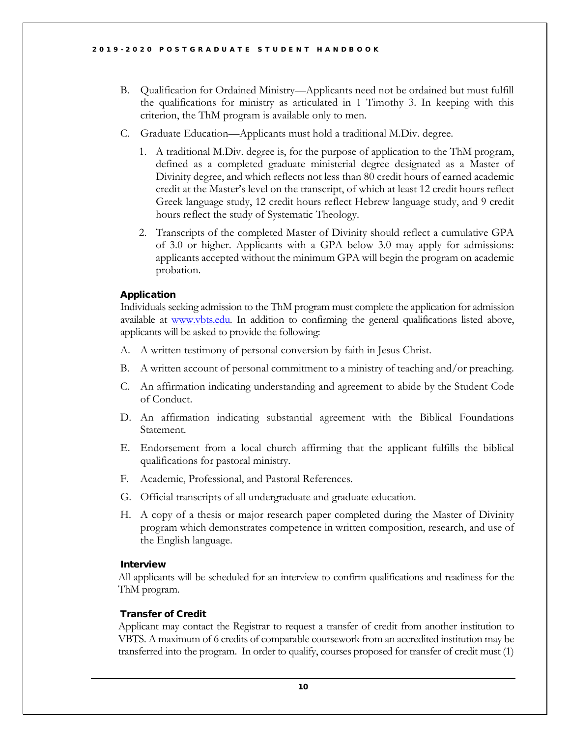B. Qualification for Ordained Ministry—Applicants need not be ordained but must fulfill the qualifications for ministry as articulated in 1 Timothy 3. In keeping with this criterion, the ThM program is available only to men.

C. Graduate Education—Applicants must hold a traditional M.Div. degree.

   1. A traditional M.Div. degree is, for the purpose of application to the ThM program, defined as a completed graduate ministerial degree designated as a Master of Divinity degree, and which reflects not less than 80 credit hours of earned academic credit at the Master's level on the transcript, of which at least 12 credit hours reflect Greek language study, 12 credit hours reflect Hebrew language study, and 9 credit hours reflect the study of Systematic Theology.

   2. Transcripts of the completed Master of Divinity should reflect a cumulative GPA of 3.0 or higher. Applicants with a GPA below 3.0 may apply for admissions: applicants accepted without the minimum GPA will begin the program on academic probation.

### Application

Individuals seeking admission to the ThM program must complete the application for admission available at [www.vbts.edu](http://www.vbts.edu). In addition to confirming the general qualifications listed above, applicants will be asked to provide the following:

A. A written testimony of personal conversion by faith in Jesus Christ.

B. A written account of personal commitment to a ministry of teaching and/or preaching.

C. An affirmation indicating understanding and agreement to abide by the Student Code of Conduct.

D. An affirmation indicating substantial agreement with the Biblical Foundations Statement.

E. Endorsement from a local church affirming that the applicant fulfills the biblical qualifications for pastoral ministry.

F. Academic, Professional, and Pastoral References.

G. Official transcripts of all undergraduate and graduate education.

H. A copy of a thesis or major research paper completed during the Master of Divinity program which demonstrates competence in written composition, research, and use of the English language.

### Interview

All applicants will be scheduled for an interview to confirm qualifications and readiness for the ThM program.

### Transfer of Credit

Applicant may contact the Registrar to request a transfer of credit from another institution to VBTS. A maximum of 6 credits of comparable coursework from an accredited institution may be transferred into the program. In order to qualify, courses proposed for transfer of credit must (1)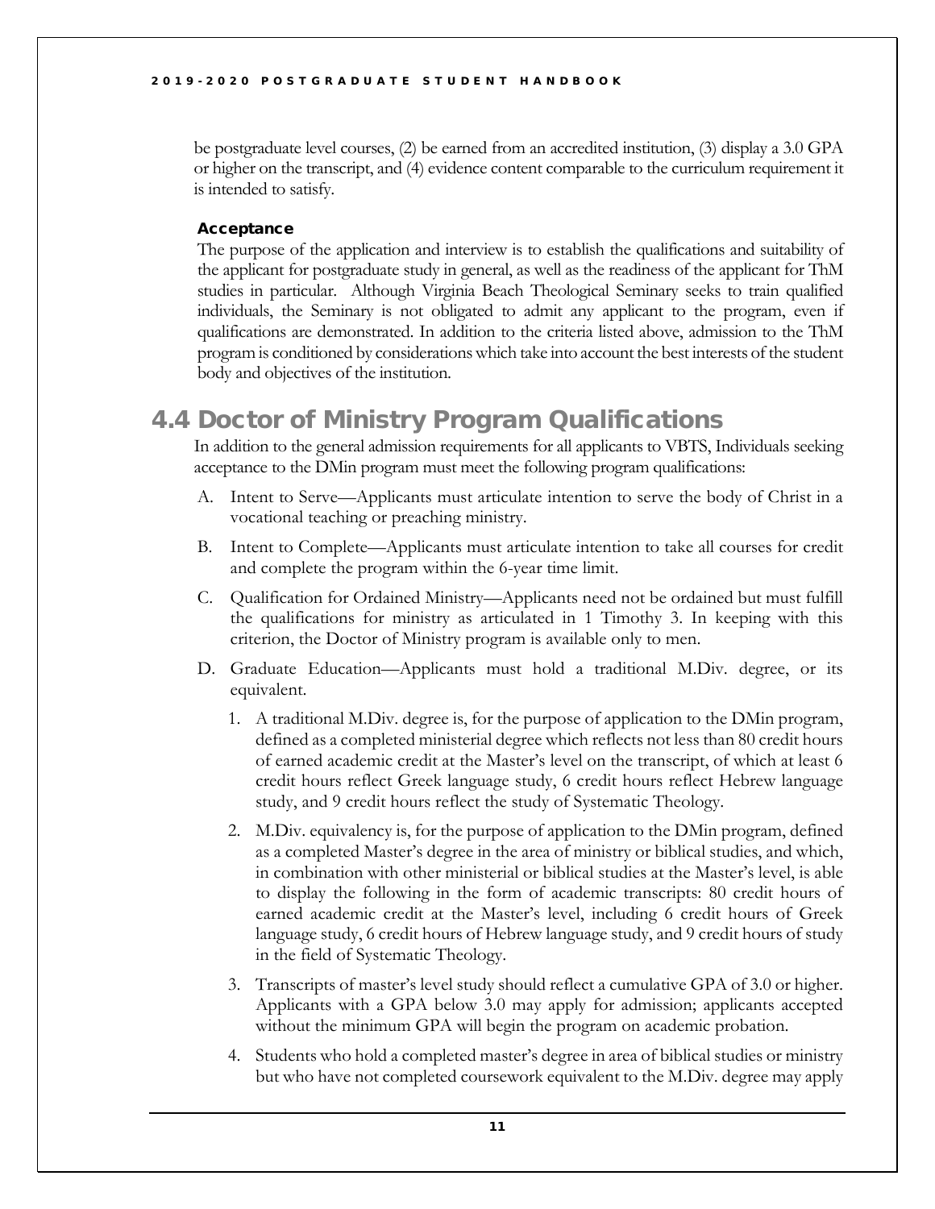be postgraduate level courses, (2) be earned from an accredited institution, (3) display a 3.0 GPA or higher on the transcript, and (4) evidence content comparable to the curriculum requirement it is intended to satisfy.

#### Acceptance

The purpose of the application and interview is to establish the qualifications and suitability of the applicant for postgraduate study in general, as well as the readiness of the applicant for ThM studies in particular. Although Virginia Beach Theological Seminary seeks to train qualified individuals, the Seminary is not obligated to admit any applicant to the program, even if qualifications are demonstrated. In addition to the criteria listed above, admission to the ThM program is conditioned by considerations which take into account the best interests of the student body and objectives of the institution.

## 4.4 Doctor of Ministry Program Qualifications

In addition to the general admission requirements for all applicants to VBTS, Individuals seeking acceptance to the DMin program must meet the following program qualifications:

A. Intent to Serve—Applicants must articulate intention to serve the body of Christ in a vocational teaching or preaching ministry.

B. Intent to Complete—Applicants must articulate intention to take all courses for credit and complete the program within the 6-year time limit.

C. Qualification for Ordained Ministry—Applicants need not be ordained but must fulfill the qualifications for ministry as articulated in 1 Timothy 3. In keeping with this criterion, the Doctor of Ministry program is available only to men.

D. Graduate Education—Applicants must hold a traditional M.Div. degree, or its equivalent.

   1. A traditional M.Div. degree is, for the purpose of application to the DMin program, defined as a completed ministerial degree which reflects not less than 80 credit hours of earned academic credit at the Master's level on the transcript, of which at least 6 credit hours reflect Greek language study, 6 credit hours reflect Hebrew language study, and 9 credit hours reflect the study of Systematic Theology.

   2. M.Div. equivalency is, for the purpose of application to the DMin program, defined as a completed Master's degree in the area of ministry or biblical studies, and which, in combination with other ministerial or biblical studies at the Master's level, is able to display the following in the form of academic transcripts: 80 credit hours of earned academic credit at the Master's level, including 6 credit hours of Greek language study, 6 credit hours of Hebrew language study, and 9 credit hours of study in the field of Systematic Theology.

   3. Transcripts of master's level study should reflect a cumulative GPA of 3.0 or higher. Applicants with a GPA below 3.0 may apply for admission; applicants accepted without the minimum GPA will begin the program on academic probation.

   4. Students who hold a completed master's degree in area of biblical studies or ministry but who have not completed coursework equivalent to the M.Div. degree may apply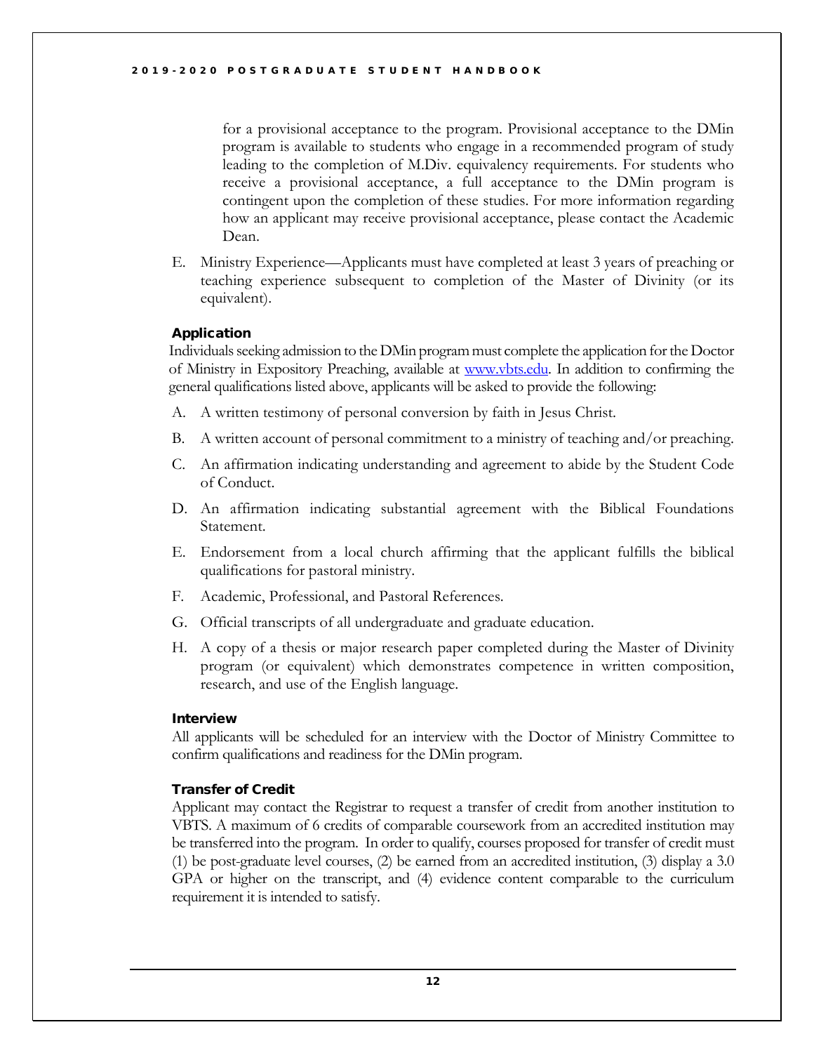for a provisional acceptance to the program. Provisional acceptance to the DMin program is available to students who engage in a recommended program of study leading to the completion of M.Div. equivalency requirements. For students who receive a provisional acceptance, a full acceptance to the DMin program is contingent upon the completion of these studies. For more information regarding how an applicant may receive provisional acceptance, please contact the Academic Dean.

E. Ministry Experience—Applicants must have completed at least 3 years of preaching or teaching experience subsequent to completion of the Master of Divinity (or its equivalent).

### Application

Individuals seeking admission to the DMin program must complete the application for the Doctor of Ministry in Expository Preaching, available at [www.vbts.edu](www.vbts.edu). In addition to confirming the general qualifications listed above, applicants will be asked to provide the following:

A. A written testimony of personal conversion by faith in Jesus Christ.

B. A written account of personal commitment to a ministry of teaching and/or preaching.

C. An affirmation indicating understanding and agreement to abide by the Student Code of Conduct.

D. An affirmation indicating substantial agreement with the Biblical Foundations Statement.

E. Endorsement from a local church affirming that the applicant fulfills the biblical qualifications for pastoral ministry.

F. Academic, Professional, and Pastoral References.

G. Official transcripts of all undergraduate and graduate education.

H. A copy of a thesis or major research paper completed during the Master of Divinity program (or equivalent) which demonstrates competence in written composition, research, and use of the English language.

### Interview

All applicants will be scheduled for an interview with the Doctor of Ministry Committee to confirm qualifications and readiness for the DMin program.

### Transfer of Credit

Applicant may contact the Registrar to request a transfer of credit from another institution to VBTS. A maximum of 6 credits of comparable coursework from an accredited institution may be transferred into the program. In order to qualify, courses proposed for transfer of credit must (1) be post-graduate level courses, (2) be earned from an accredited institution, (3) display a 3.0 GPA or higher on the transcript, and (4) evidence content comparable to the curriculum requirement it is intended to satisfy.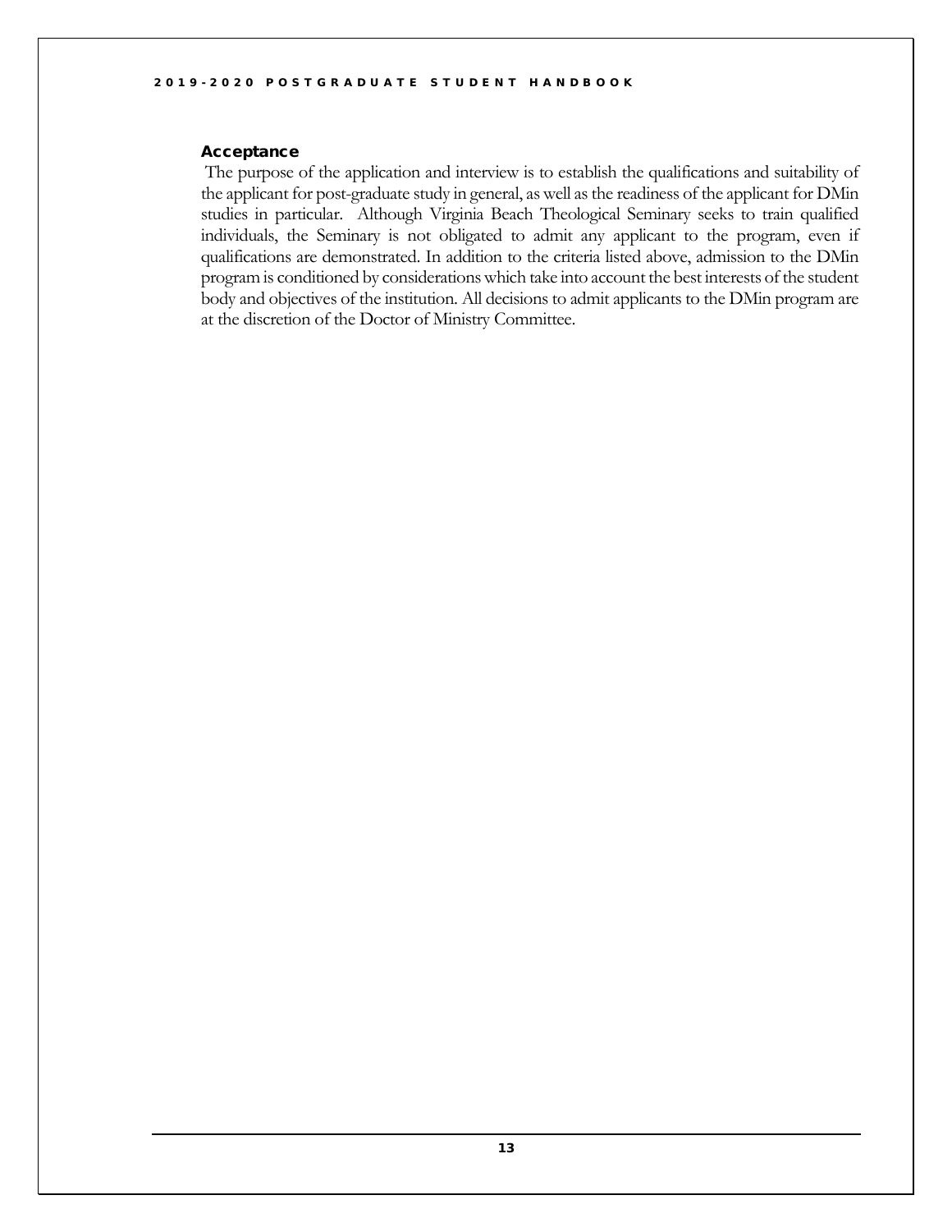### Acceptance

The purpose of the application and interview is to establish the qualifications and suitability of the applicant for post-graduate study in general, as well as the readiness of the applicant for DMin studies in particular. Although Virginia Beach Theological Seminary seeks to train qualified individuals, the Seminary is not obligated to admit any applicant to the program, even if qualifications are demonstrated. In addition to the criteria listed above, admission to the DMin program is conditioned by considerations which take into account the best interests of the student body and objectives of the institution. All decisions to admit applicants to the DMin program are at the discretion of the Doctor of Ministry Committee.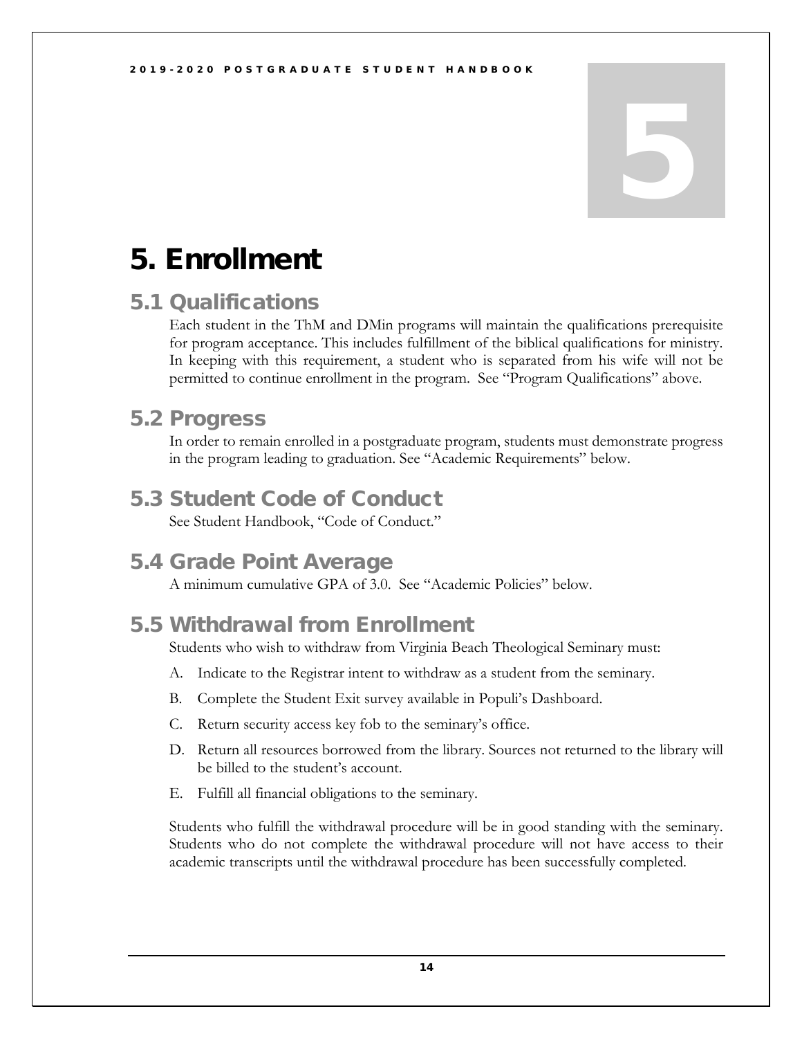# 5. Enrollment

## 5.1 Qualifications

Each student in the ThM and DMin programs will maintain the qualifications prerequisite for program acceptance. This includes fulfillment of the biblical qualifications for ministry. In keeping with this requirement, a student who is separated from his wife will not be permitted to continue enrollment in the program. See "Program Qualifications" above.

## 5.2 Progress

In order to remain enrolled in a postgraduate program, students must demonstrate progress in the program leading to graduation. See "Academic Requirements" below.

## 5.3 Student Code of Conduct

See Student Handbook, "Code of Conduct."

## 5.4 Grade Point Average

A minimum cumulative GPA of 3.0. See "Academic Policies" below.

## 5.5 Withdrawal from Enrollment

Students who wish to withdraw from Virginia Beach Theological Seminary must:

A. Indicate to the Registrar intent to withdraw as a student from the seminary.

B. Complete the Student Exit survey available in Populi's Dashboard.

C. Return security access key fob to the seminary's office.

D. Return all resources borrowed from the library. Sources not returned to the library will be billed to the student's account.

E. Fulfill all financial obligations to the seminary.

Students who fulfill the withdrawal procedure will be in good standing with the seminary. Students who do not complete the withdrawal procedure will not have access to their academic transcripts until the withdrawal procedure has been successfully completed.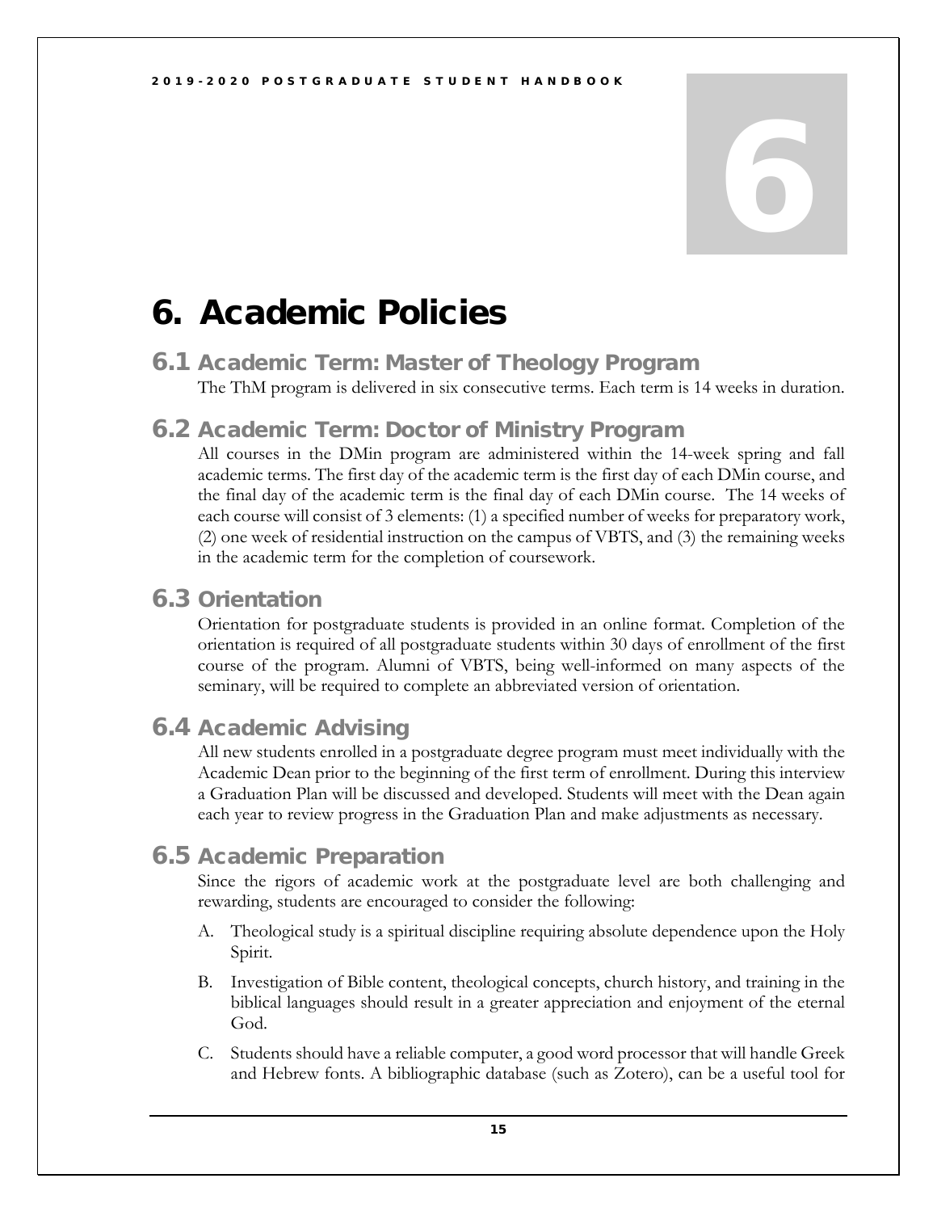# 6. Academic Policies

## 6.1 Academic Term: Master of Theology Program

The ThM program is delivered in six consecutive terms. Each term is 14 weeks in duration.

## 6.2 Academic Term: Doctor of Ministry Program

All courses in the DMin program are administered within the 14-week spring and fall academic terms. The first day of the academic term is the first day of each DMin course, and the final day of the academic term is the final day of each DMin course. The 14 weeks of each course will consist of 3 elements: (1) a specified number of weeks for preparatory work, (2) one week of residential instruction on the campus of VBTS, and (3) the remaining weeks in the academic term for the completion of coursework.

## 6.3 Orientation

Orientation for postgraduate students is provided in an online format. Completion of the orientation is required of all postgraduate students within 30 days of enrollment of the first course of the program. Alumni of VBTS, being well-informed on many aspects of the seminary, will be required to complete an abbreviated version of orientation.

## 6.4 Academic Advising

All new students enrolled in a postgraduate degree program must meet individually with the Academic Dean prior to the beginning of the first term of enrollment. During this interview a Graduation Plan will be discussed and developed. Students will meet with the Dean again each year to review progress in the Graduation Plan and make adjustments as necessary.

## 6.5 Academic Preparation

Since the rigors of academic work at the postgraduate level are both challenging and rewarding, students are encouraged to consider the following:

A. Theological study is a spiritual discipline requiring absolute dependence upon the Holy Spirit.

B. Investigation of Bible content, theological concepts, church history, and training in the biblical languages should result in a greater appreciation and enjoyment of the eternal God.

C. Students should have a reliable computer, a good word processor that will handle Greek and Hebrew fonts. A bibliographic database (such as Zotero), can be a useful tool for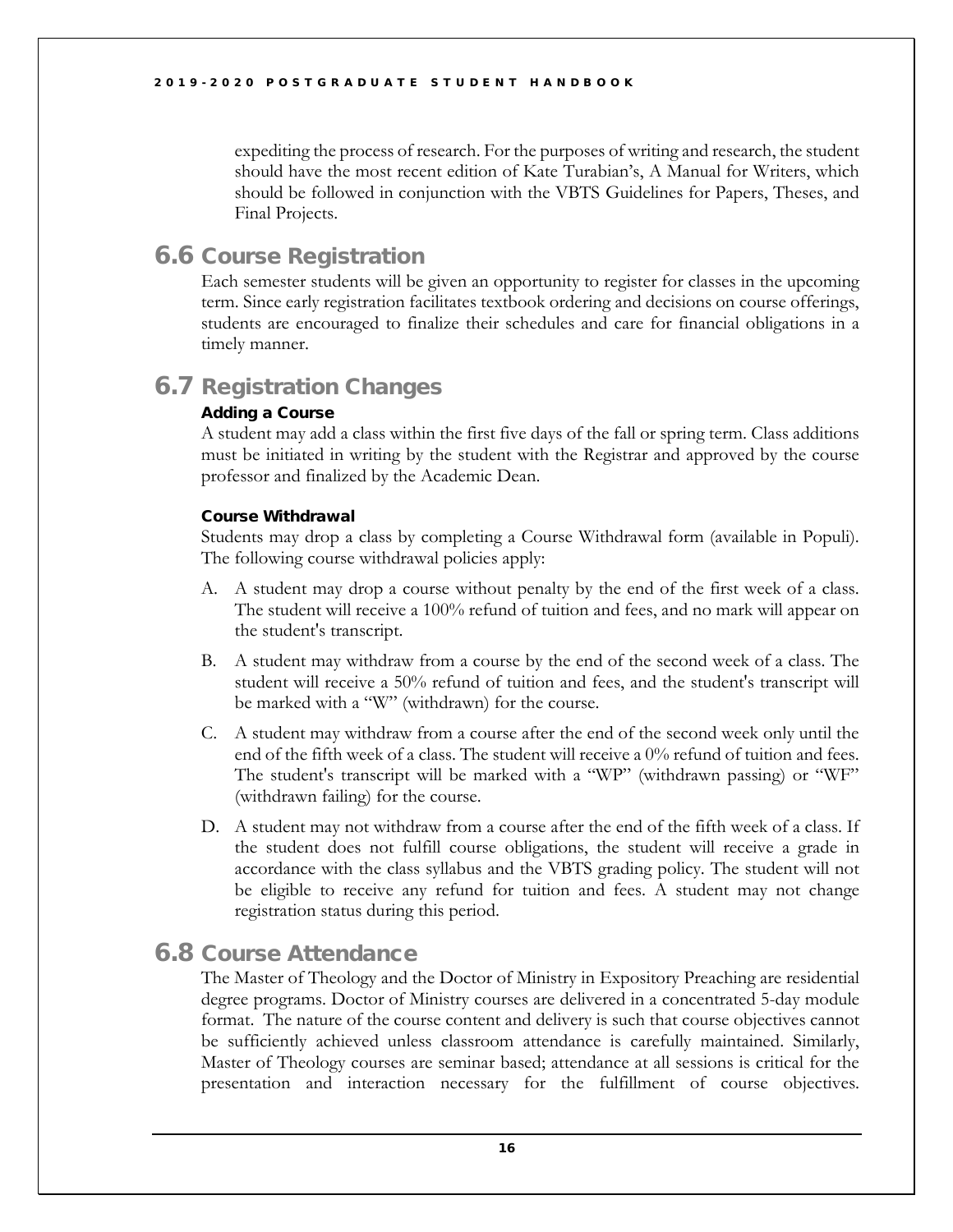expediting the process of research. For the purposes of writing and research, the student should have the most recent edition of Kate Turabian's, A Manual for Writers, which should be followed in conjunction with the VBTS Guidelines for Papers, Theses, and Final Projects.

## 6.6 Course Registration

Each semester students will be given an opportunity to register for classes in the upcoming term. Since early registration facilitates textbook ordering and decisions on course offerings, students are encouraged to finalize their schedules and care for financial obligations in a timely manner.

## 6.7 Registration Changes

**Adding a Course**

A student may add a class within the first five days of the fall or spring term. Class additions must be initiated in writing by the student with the Registrar and approved by the course professor and finalized by the Academic Dean.

**Course Withdrawal**

Students may drop a class by completing a Course Withdrawal form (available in Populi). The following course withdrawal policies apply:

A. A student may drop a course without penalty by the end of the first week of a class. The student will receive a 100% refund of tuition and fees, and no mark will appear on the student's transcript.

B. A student may withdraw from a course by the end of the second week of a class. The student will receive a 50% refund of tuition and fees, and the student's transcript will be marked with a "W" (withdrawn) for the course.

C. A student may withdraw from a course after the end of the second week only until the end of the fifth week of a class. The student will receive a 0% refund of tuition and fees. The student's transcript will be marked with a "WP" (withdrawn passing) or "WF" (withdrawn failing) for the course.

D. A student may not withdraw from a course after the end of the fifth week of a class. If the student does not fulfill course obligations, the student will receive a grade in accordance with the class syllabus and the VBTS grading policy. The student will not be eligible to receive any refund for tuition and fees. A student may not change registration status during this period.

## 6.8 Course Attendance

The Master of Theology and the Doctor of Ministry in Expository Preaching are residential degree programs. Doctor of Ministry courses are delivered in a concentrated 5-day module format. The nature of the course content and delivery is such that course objectives cannot be sufficiently achieved unless classroom attendance is carefully maintained. Similarly, Master of Theology courses are seminar based; attendance at all sessions is critical for the presentation and interaction necessary for the fulfillment of course objectives.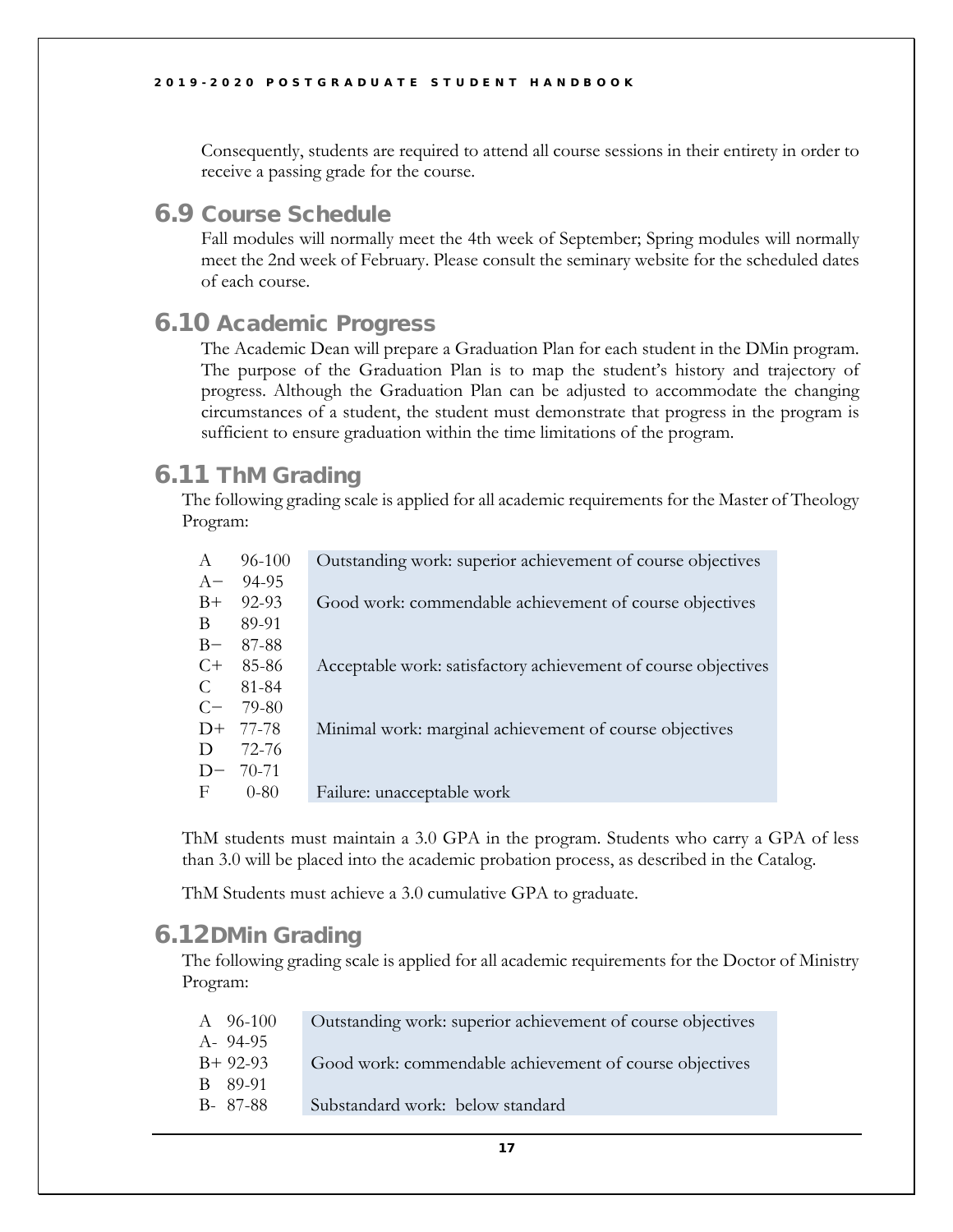Consequently, students are required to attend all course sessions in their entirety in order to receive a passing grade for the course.

## 6.9 Course Schedule

Fall modules will normally meet the 4th week of September; Spring modules will normally meet the 2nd week of February. Please consult the seminary website for the scheduled dates of each course.

## 6.10 Academic Progress

The Academic Dean will prepare a Graduation Plan for each student in the DMin program. The purpose of the Graduation Plan is to map the student's history and trajectory of progress. Although the Graduation Plan can be adjusted to accommodate the changing circumstances of a student, the student must demonstrate that progress in the program is sufficient to ensure graduation within the time limitations of the program.

## 6.11 ThM Grading

The following grading scale is applied for all academic requirements for the Master of Theology Program:

| Grade | Range | Description |
|---|---|---|
| A | 96-100 | Outstanding work: superior achievement of course objectives |
| A− | 94-95 | |
| B+ | 92-93 | Good work: commendable achievement of course objectives |
| B | 89-91 | |
| B− | 87-88 | |
| C+ | 85-86 | Acceptable work: satisfactory achievement of course objectives |
| C | 81-84 | |
| C− | 79-80 | |
| D+ | 77-78 | Minimal work: marginal achievement of course objectives |
| D | 72-76 | |
| D− | 70-71 | |
| F | 0-80 | Failure: unacceptable work |

ThM students must maintain a 3.0 GPA in the program. Students who carry a GPA of less than 3.0 will be placed into the academic probation process, as described in the Catalog.

ThM Students must achieve a 3.0 cumulative GPA to graduate.

## 6.12 DMin Grading

The following grading scale is applied for all academic requirements for the Doctor of Ministry Program:

| Grade | Range | Description |
|---|---|---|
| A | 96-100 | Outstanding work: superior achievement of course objectives |
| A- | 94-95 | |
| B+ | 92-93 | Good work: commendable achievement of course objectives |
| B | 89-91 | |
| B- | 87-88 | Substandard work: below standard |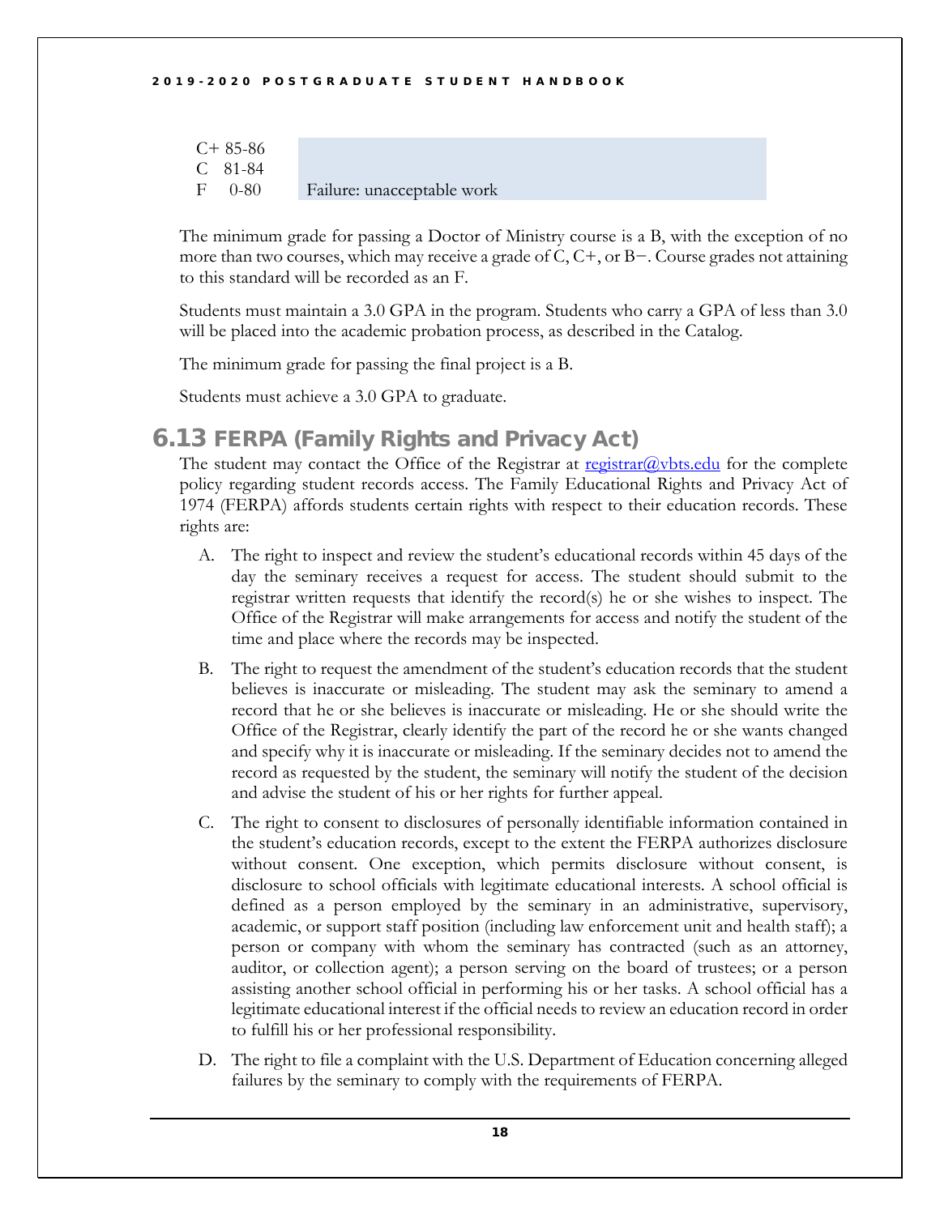| | |
|---|---|
| C+ 85-86 | |
| C 81-84 | |
| F 0-80 | Failure: unacceptable work |

The minimum grade for passing a Doctor of Ministry course is a B, with the exception of no more than two courses, which may receive a grade of C, C+, or B−. Course grades not attaining to this standard will be recorded as an F.

Students must maintain a 3.0 GPA in the program. Students who carry a GPA of less than 3.0 will be placed into the academic probation process, as described in the Catalog.

The minimum grade for passing the final project is a B.

Students must achieve a 3.0 GPA to graduate.

## 6.13 FERPA (Family Rights and Privacy Act)

The student may contact the Office of the Registrar at registrar@vbts.edu for the complete policy regarding student records access. The Family Educational Rights and Privacy Act of 1974 (FERPA) affords students certain rights with respect to their education records. These rights are:

A. The right to inspect and review the student's educational records within 45 days of the day the seminary receives a request for access. The student should submit to the registrar written requests that identify the record(s) he or she wishes to inspect. The Office of the Registrar will make arrangements for access and notify the student of the time and place where the records may be inspected.

B. The right to request the amendment of the student's education records that the student believes is inaccurate or misleading. The student may ask the seminary to amend a record that he or she believes is inaccurate or misleading. He or she should write the Office of the Registrar, clearly identify the part of the record he or she wants changed and specify why it is inaccurate or misleading. If the seminary decides not to amend the record as requested by the student, the seminary will notify the student of the decision and advise the student of his or her rights for further appeal.

C. The right to consent to disclosures of personally identifiable information contained in the student's education records, except to the extent the FERPA authorizes disclosure without consent. One exception, which permits disclosure without consent, is disclosure to school officials with legitimate educational interests. A school official is defined as a person employed by the seminary in an administrative, supervisory, academic, or support staff position (including law enforcement unit and health staff); a person or company with whom the seminary has contracted (such as an attorney, auditor, or collection agent); a person serving on the board of trustees; or a person assisting another school official in performing his or her tasks. A school official has a legitimate educational interest if the official needs to review an education record in order to fulfill his or her professional responsibility.

D. The right to file a complaint with the U.S. Department of Education concerning alleged failures by the seminary to comply with the requirements of FERPA.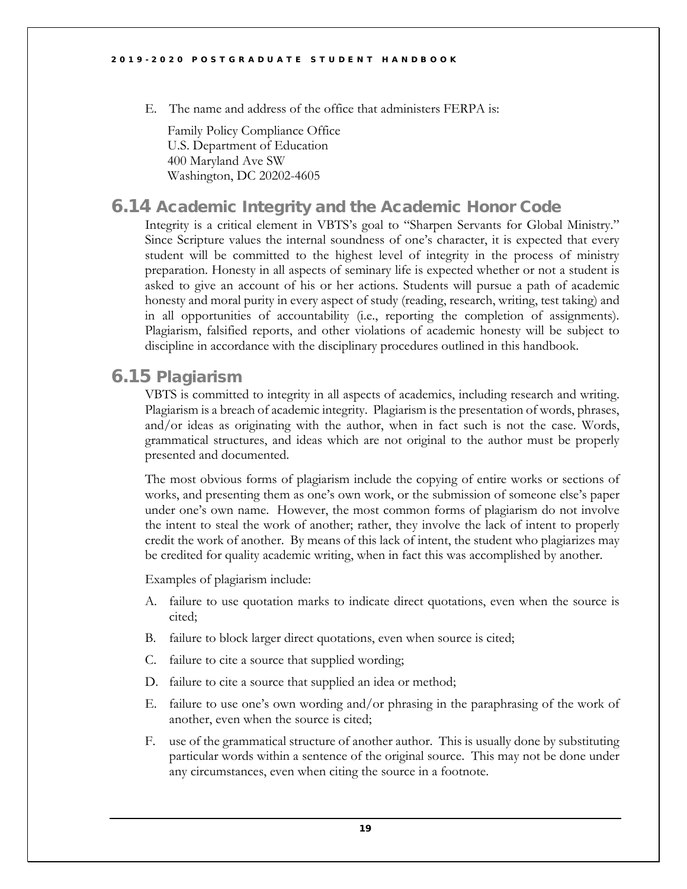E. The name and address of the office that administers FERPA is:

Family Policy Compliance Office
U.S. Department of Education
400 Maryland Ave SW
Washington, DC 20202-4605

## 6.14 Academic Integrity and the Academic Honor Code

Integrity is a critical element in VBTS's goal to "Sharpen Servants for Global Ministry." Since Scripture values the internal soundness of one's character, it is expected that every student will be committed to the highest level of integrity in the process of ministry preparation. Honesty in all aspects of seminary life is expected whether or not a student is asked to give an account of his or her actions. Students will pursue a path of academic honesty and moral purity in every aspect of study (reading, research, writing, test taking) and in all opportunities of accountability (i.e., reporting the completion of assignments). Plagiarism, falsified reports, and other violations of academic honesty will be subject to discipline in accordance with the disciplinary procedures outlined in this handbook.

## 6.15 Plagiarism

VBTS is committed to integrity in all aspects of academics, including research and writing. Plagiarism is a breach of academic integrity. Plagiarism is the presentation of words, phrases, and/or ideas as originating with the author, when in fact such is not the case. Words, grammatical structures, and ideas which are not original to the author must be properly presented and documented.

The most obvious forms of plagiarism include the copying of entire works or sections of works, and presenting them as one's own work, or the submission of someone else's paper under one's own name. However, the most common forms of plagiarism do not involve the intent to steal the work of another; rather, they involve the lack of intent to properly credit the work of another. By means of this lack of intent, the student who plagiarizes may be credited for quality academic writing, when in fact this was accomplished by another.

Examples of plagiarism include:

A. failure to use quotation marks to indicate direct quotations, even when the source is cited;

B. failure to block larger direct quotations, even when source is cited;

C. failure to cite a source that supplied wording;

D. failure to cite a source that supplied an idea or method;

E. failure to use one's own wording and/or phrasing in the paraphrasing of the work of another, even when the source is cited;

F. use of the grammatical structure of another author. This is usually done by substituting particular words within a sentence of the original source. This may not be done under any circumstances, even when citing the source in a footnote.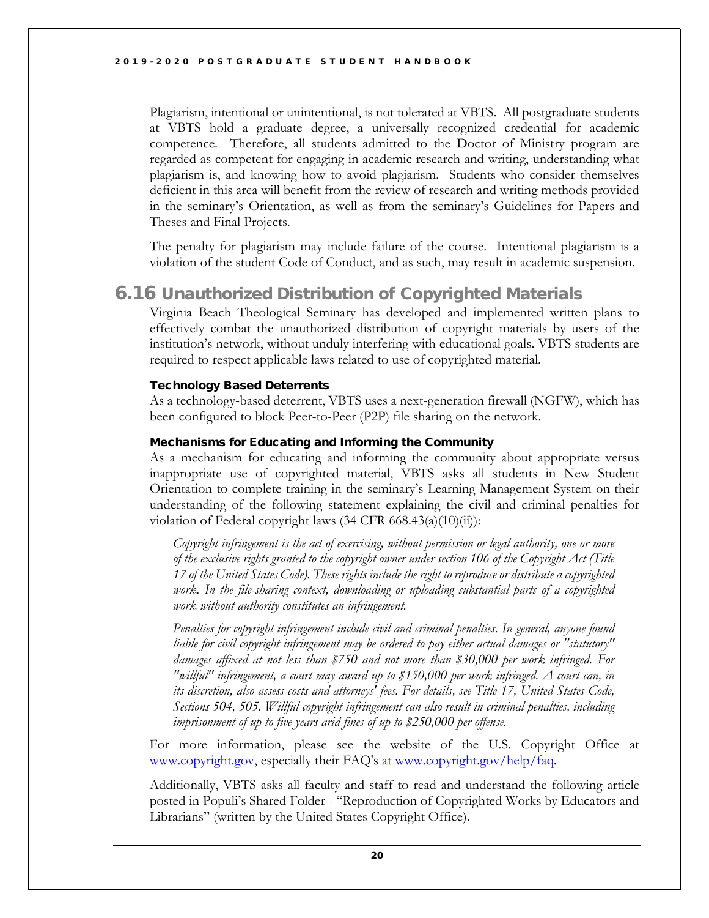Plagiarism, intentional or unintentional, is not tolerated at VBTS. All postgraduate students at VBTS hold a graduate degree, a universally recognized credential for academic competence. Therefore, all students admitted to the Doctor of Ministry program are regarded as competent for engaging in academic research and writing, understanding what plagiarism is, and knowing how to avoid plagiarism. Students who consider themselves deficient in this area will benefit from the review of research and writing methods provided in the seminary's Orientation, as well as from the seminary's Guidelines for Papers and Theses and Final Projects.

The penalty for plagiarism may include failure of the course. Intentional plagiarism is a violation of the student Code of Conduct, and as such, may result in academic suspension.

## 6.16 Unauthorized Distribution of Copyrighted Materials

Virginia Beach Theological Seminary has developed and implemented written plans to effectively combat the unauthorized distribution of copyright materials by users of the institution's network, without unduly interfering with educational goals. VBTS students are required to respect applicable laws related to use of copyrighted material.

### Technology Based Deterrents

As a technology-based deterrent, VBTS uses a next-generation firewall (NGFW), which has been configured to block Peer-to-Peer (P2P) file sharing on the network.

### Mechanisms for Educating and Informing the Community

As a mechanism for educating and informing the community about appropriate versus inappropriate use of copyrighted material, VBTS asks all students in New Student Orientation to complete training in the seminary's Learning Management System on their understanding of the following statement explaining the civil and criminal penalties for violation of Federal copyright laws (34 CFR 668.43(a)(10)(ii)):

> *Copyright infringement is the act of exercising, without permission or legal authority, one or more of the exclusive rights granted to the copyright owner under section 106 of the Copyright Act (Title 17 of the United States Code). These rights include the right to reproduce or distribute a copyrighted work. In the file-sharing context, downloading or uploading substantial parts of a copyrighted work without authority constitutes an infringement.*
>
> *Penalties for copyright infringement include civil and criminal penalties. In general, anyone found liable for civil copyright infringement may be ordered to pay either actual damages or "statutory" damages affixed at not less than $750 and not more than $30,000 per work infringed. For "willful" infringement, a court may award up to $150,000 per work infringed. A court can, in its discretion, also assess costs and attorneys' fees. For details, see Title 17, United States Code, Sections 504, 505. Willful copyright infringement can also result in criminal penalties, including imprisonment of up to five years arid fines of up to $250,000 per offense.*

For more information, please see the website of the U.S. Copyright Office at [www.copyright.gov](http://www.copyright.gov), especially their FAQ's at [www.copyright.gov/help/faq](http://www.copyright.gov/help/faq).

Additionally, VBTS asks all faculty and staff to read and understand the following article posted in Populi's Shared Folder - "Reproduction of Copyrighted Works by Educators and Librarians" (written by the United States Copyright Office).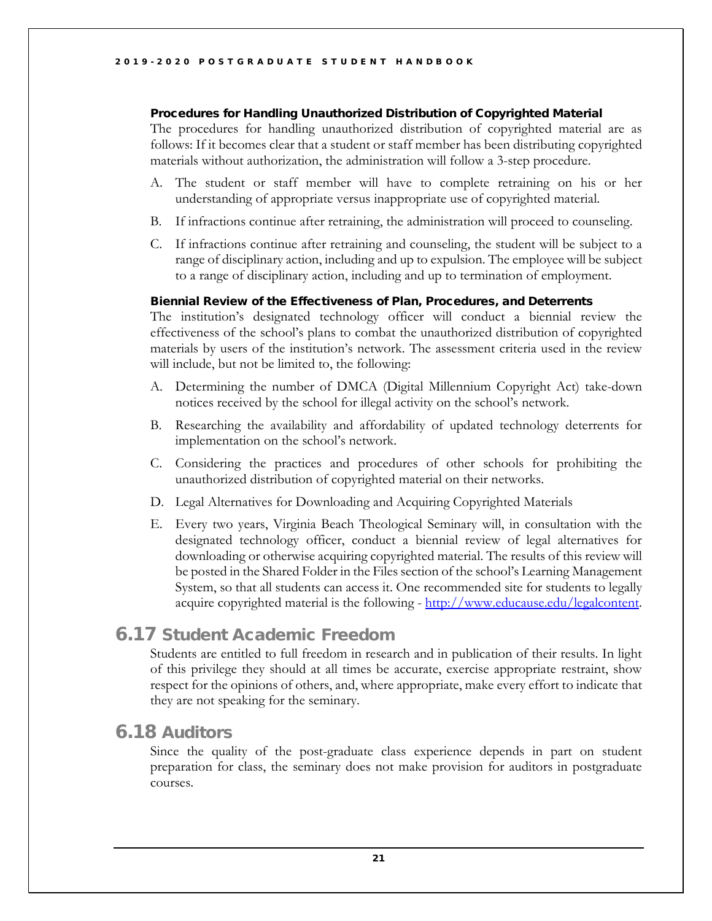### Procedures for Handling Unauthorized Distribution of Copyrighted Material

The procedures for handling unauthorized distribution of copyrighted material are as follows: If it becomes clear that a student or staff member has been distributing copyrighted materials without authorization, the administration will follow a 3-step procedure.

A. The student or staff member will have to complete retraining on his or her understanding of appropriate versus inappropriate use of copyrighted material.

B. If infractions continue after retraining, the administration will proceed to counseling.

C. If infractions continue after retraining and counseling, the student will be subject to a range of disciplinary action, including and up to expulsion. The employee will be subject to a range of disciplinary action, including and up to termination of employment.

### Biennial Review of the Effectiveness of Plan, Procedures, and Deterrents

The institution's designated technology officer will conduct a biennial review the effectiveness of the school's plans to combat the unauthorized distribution of copyrighted materials by users of the institution's network. The assessment criteria used in the review will include, but not be limited to, the following:

A. Determining the number of DMCA (Digital Millennium Copyright Act) take-down notices received by the school for illegal activity on the school's network.

B. Researching the availability and affordability of updated technology deterrents for implementation on the school's network.

C. Considering the practices and procedures of other schools for prohibiting the unauthorized distribution of copyrighted material on their networks.

D. Legal Alternatives for Downloading and Acquiring Copyrighted Materials

E. Every two years, Virginia Beach Theological Seminary will, in consultation with the designated technology officer, conduct a biennial review of legal alternatives for downloading or otherwise acquiring copyrighted material. The results of this review will be posted in the Shared Folder in the Files section of the school's Learning Management System, so that all students can access it. One recommended site for students to legally acquire copyrighted material is the following - [http://www.educause.edu/legalcontent](http://www.educause.edu/legalcontent).

## 6.17 Student Academic Freedom

Students are entitled to full freedom in research and in publication of their results. In light of this privilege they should at all times be accurate, exercise appropriate restraint, show respect for the opinions of others, and, where appropriate, make every effort to indicate that they are not speaking for the seminary.

## 6.18 Auditors

Since the quality of the post-graduate class experience depends in part on student preparation for class, the seminary does not make provision for auditors in postgraduate courses.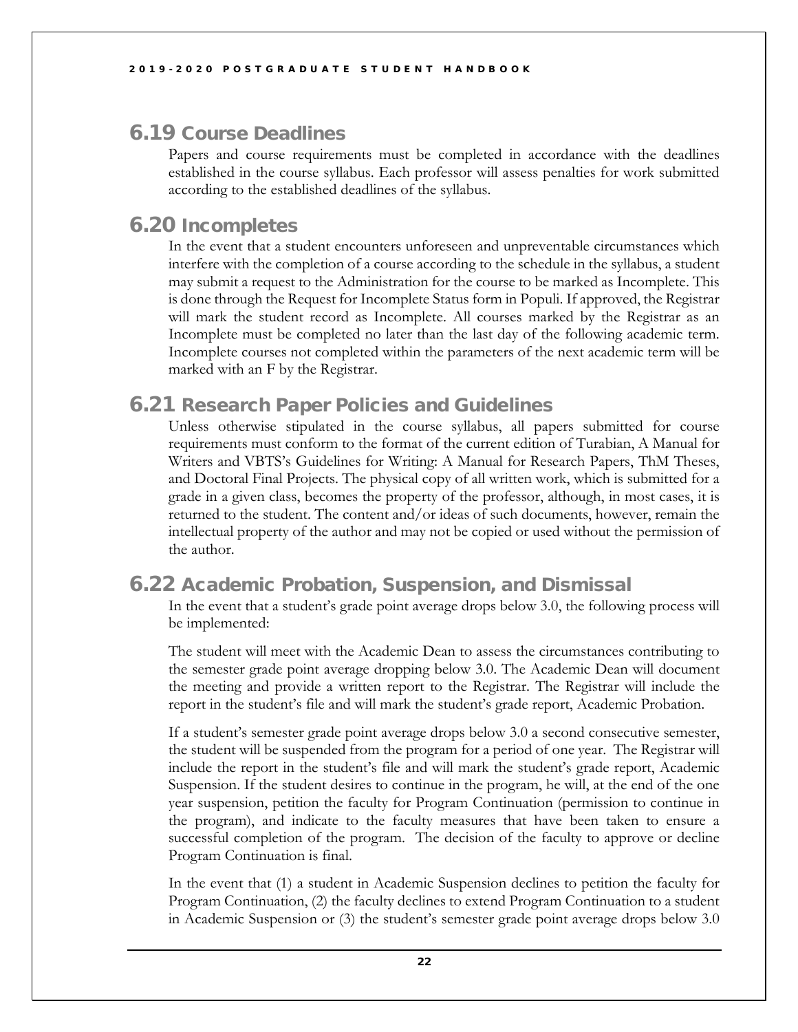## 6.19 Course Deadlines

Papers and course requirements must be completed in accordance with the deadlines established in the course syllabus. Each professor will assess penalties for work submitted according to the established deadlines of the syllabus.

## 6.20 Incompletes

In the event that a student encounters unforeseen and unpreventable circumstances which interfere with the completion of a course according to the schedule in the syllabus, a student may submit a request to the Administration for the course to be marked as Incomplete. This is done through the Request for Incomplete Status form in Populi. If approved, the Registrar will mark the student record as Incomplete. All courses marked by the Registrar as an Incomplete must be completed no later than the last day of the following academic term. Incomplete courses not completed within the parameters of the next academic term will be marked with an F by the Registrar.

## 6.21 Research Paper Policies and Guidelines

Unless otherwise stipulated in the course syllabus, all papers submitted for course requirements must conform to the format of the current edition of Turabian, A Manual for Writers and VBTS's Guidelines for Writing: A Manual for Research Papers, ThM Theses, and Doctoral Final Projects. The physical copy of all written work, which is submitted for a grade in a given class, becomes the property of the professor, although, in most cases, it is returned to the student. The content and/or ideas of such documents, however, remain the intellectual property of the author and may not be copied or used without the permission of the author.

## 6.22 Academic Probation, Suspension, and Dismissal

In the event that a student's grade point average drops below 3.0, the following process will be implemented:

The student will meet with the Academic Dean to assess the circumstances contributing to the semester grade point average dropping below 3.0. The Academic Dean will document the meeting and provide a written report to the Registrar. The Registrar will include the report in the student's file and will mark the student's grade report, Academic Probation.

If a student's semester grade point average drops below 3.0 a second consecutive semester, the student will be suspended from the program for a period of one year. The Registrar will include the report in the student's file and will mark the student's grade report, Academic Suspension. If the student desires to continue in the program, he will, at the end of the one year suspension, petition the faculty for Program Continuation (permission to continue in the program), and indicate to the faculty measures that have been taken to ensure a successful completion of the program. The decision of the faculty to approve or decline Program Continuation is final.

In the event that (1) a student in Academic Suspension declines to petition the faculty for Program Continuation, (2) the faculty declines to extend Program Continuation to a student in Academic Suspension or (3) the student's semester grade point average drops below 3.0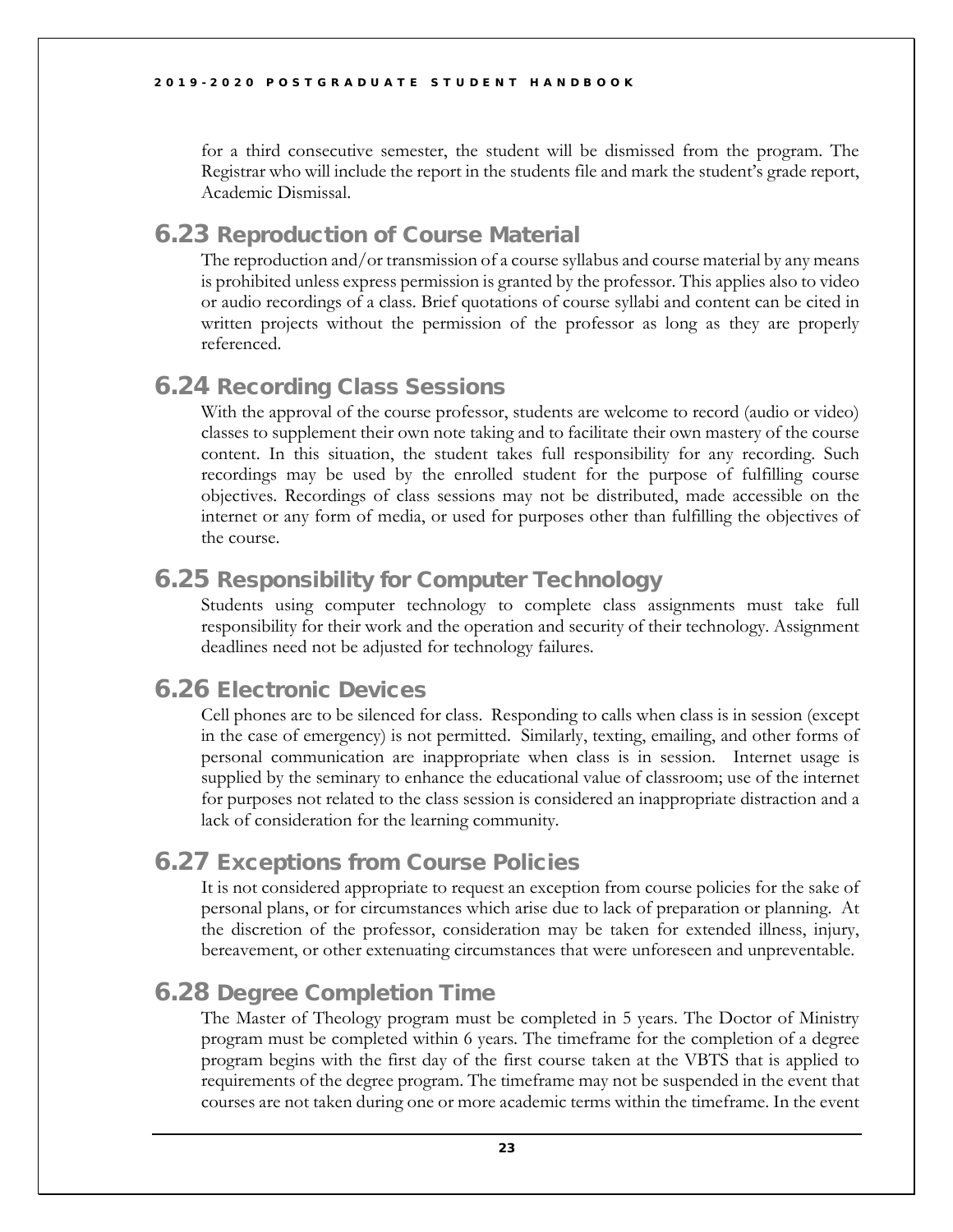for a third consecutive semester, the student will be dismissed from the program. The Registrar who will include the report in the students file and mark the student's grade report, Academic Dismissal.

## 6.23 Reproduction of Course Material

The reproduction and/or transmission of a course syllabus and course material by any means is prohibited unless express permission is granted by the professor. This applies also to video or audio recordings of a class. Brief quotations of course syllabi and content can be cited in written projects without the permission of the professor as long as they are properly referenced.

## 6.24 Recording Class Sessions

With the approval of the course professor, students are welcome to record (audio or video) classes to supplement their own note taking and to facilitate their own mastery of the course content. In this situation, the student takes full responsibility for any recording. Such recordings may be used by the enrolled student for the purpose of fulfilling course objectives. Recordings of class sessions may not be distributed, made accessible on the internet or any form of media, or used for purposes other than fulfilling the objectives of the course.

## 6.25 Responsibility for Computer Technology

Students using computer technology to complete class assignments must take full responsibility for their work and the operation and security of their technology. Assignment deadlines need not be adjusted for technology failures.

## 6.26 Electronic Devices

Cell phones are to be silenced for class. Responding to calls when class is in session (except in the case of emergency) is not permitted. Similarly, texting, emailing, and other forms of personal communication are inappropriate when class is in session. Internet usage is supplied by the seminary to enhance the educational value of classroom; use of the internet for purposes not related to the class session is considered an inappropriate distraction and a lack of consideration for the learning community.

## 6.27 Exceptions from Course Policies

It is not considered appropriate to request an exception from course policies for the sake of personal plans, or for circumstances which arise due to lack of preparation or planning. At the discretion of the professor, consideration may be taken for extended illness, injury, bereavement, or other extenuating circumstances that were unforeseen and unpreventable.

## 6.28 Degree Completion Time

The Master of Theology program must be completed in 5 years. The Doctor of Ministry program must be completed within 6 years. The timeframe for the completion of a degree program begins with the first day of the first course taken at the VBTS that is applied to requirements of the degree program. The timeframe may not be suspended in the event that courses are not taken during one or more academic terms within the timeframe. In the event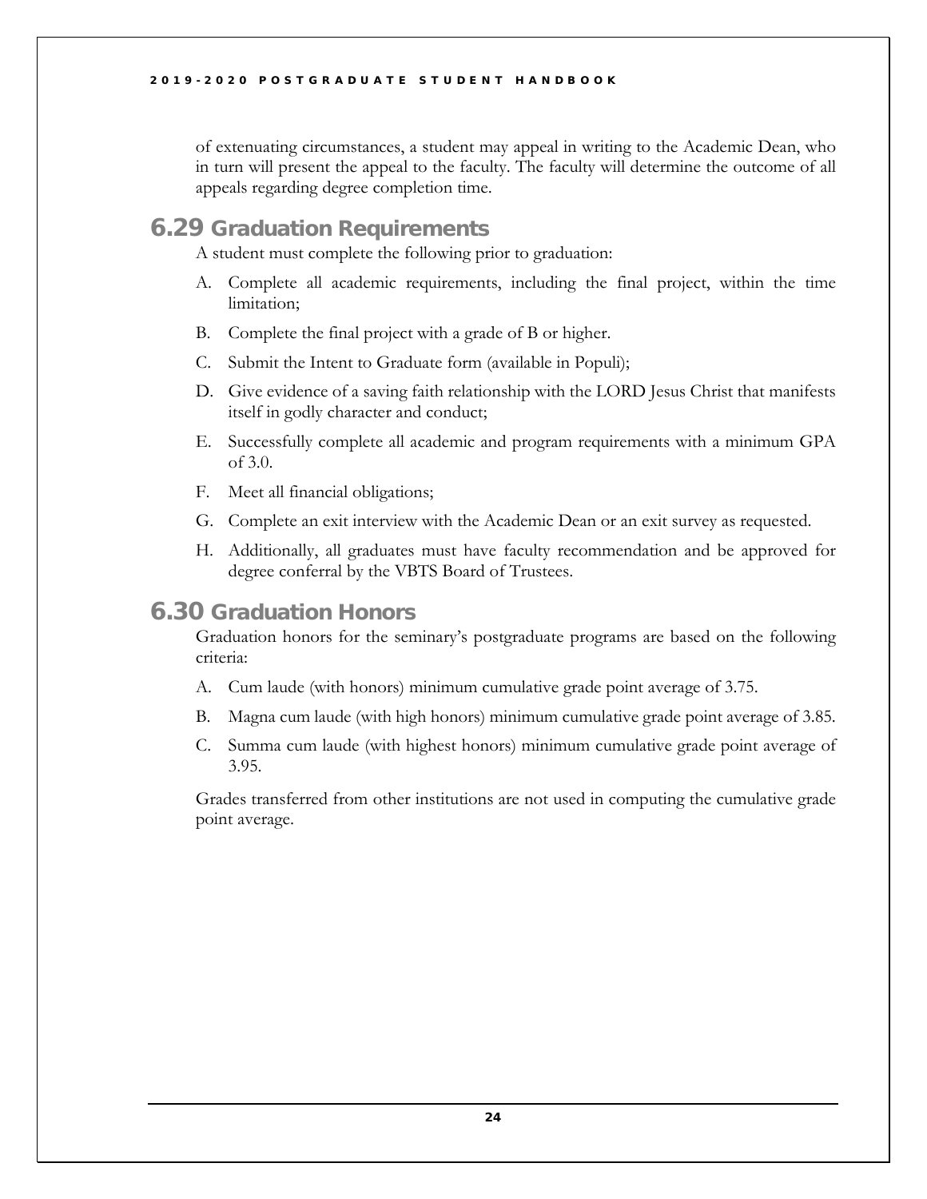of extenuating circumstances, a student may appeal in writing to the Academic Dean, who in turn will present the appeal to the faculty. The faculty will determine the outcome of all appeals regarding degree completion time.

## 6.29 Graduation Requirements

A student must complete the following prior to graduation:

A. Complete all academic requirements, including the final project, within the time limitation;

B. Complete the final project with a grade of B or higher.

C. Submit the Intent to Graduate form (available in Populi);

D. Give evidence of a saving faith relationship with the LORD Jesus Christ that manifests itself in godly character and conduct;

E. Successfully complete all academic and program requirements with a minimum GPA of 3.0.

F. Meet all financial obligations;

G. Complete an exit interview with the Academic Dean or an exit survey as requested.

H. Additionally, all graduates must have faculty recommendation and be approved for degree conferral by the VBTS Board of Trustees.

## 6.30 Graduation Honors

Graduation honors for the seminary's postgraduate programs are based on the following criteria:

A. Cum laude (with honors) minimum cumulative grade point average of 3.75.

B. Magna cum laude (with high honors) minimum cumulative grade point average of 3.85.

C. Summa cum laude (with highest honors) minimum cumulative grade point average of 3.95.

Grades transferred from other institutions are not used in computing the cumulative grade point average.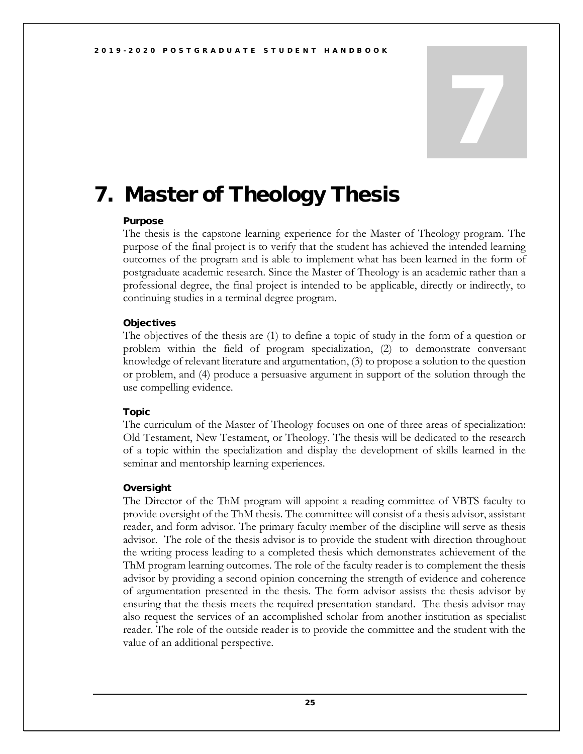# 7. Master of Theology Thesis

### Purpose

The thesis is the capstone learning experience for the Master of Theology program. The purpose of the final project is to verify that the student has achieved the intended learning outcomes of the program and is able to implement what has been learned in the form of postgraduate academic research. Since the Master of Theology is an academic rather than a professional degree, the final project is intended to be applicable, directly or indirectly, to continuing studies in a terminal degree program.

### Objectives

The objectives of the thesis are (1) to define a topic of study in the form of a question or problem within the field of program specialization, (2) to demonstrate conversant knowledge of relevant literature and argumentation, (3) to propose a solution to the question or problem, and (4) produce a persuasive argument in support of the solution through the use compelling evidence.

### Topic

The curriculum of the Master of Theology focuses on one of three areas of specialization: Old Testament, New Testament, or Theology. The thesis will be dedicated to the research of a topic within the specialization and display the development of skills learned in the seminar and mentorship learning experiences.

### Oversight

The Director of the ThM program will appoint a reading committee of VBTS faculty to provide oversight of the ThM thesis. The committee will consist of a thesis advisor, assistant reader, and form advisor. The primary faculty member of the discipline will serve as thesis advisor. The role of the thesis advisor is to provide the student with direction throughout the writing process leading to a completed thesis which demonstrates achievement of the ThM program learning outcomes. The role of the faculty reader is to complement the thesis advisor by providing a second opinion concerning the strength of evidence and coherence of argumentation presented in the thesis. The form advisor assists the thesis advisor by ensuring that the thesis meets the required presentation standard. The thesis advisor may also request the services of an accomplished scholar from another institution as specialist reader. The role of the outside reader is to provide the committee and the student with the value of an additional perspective.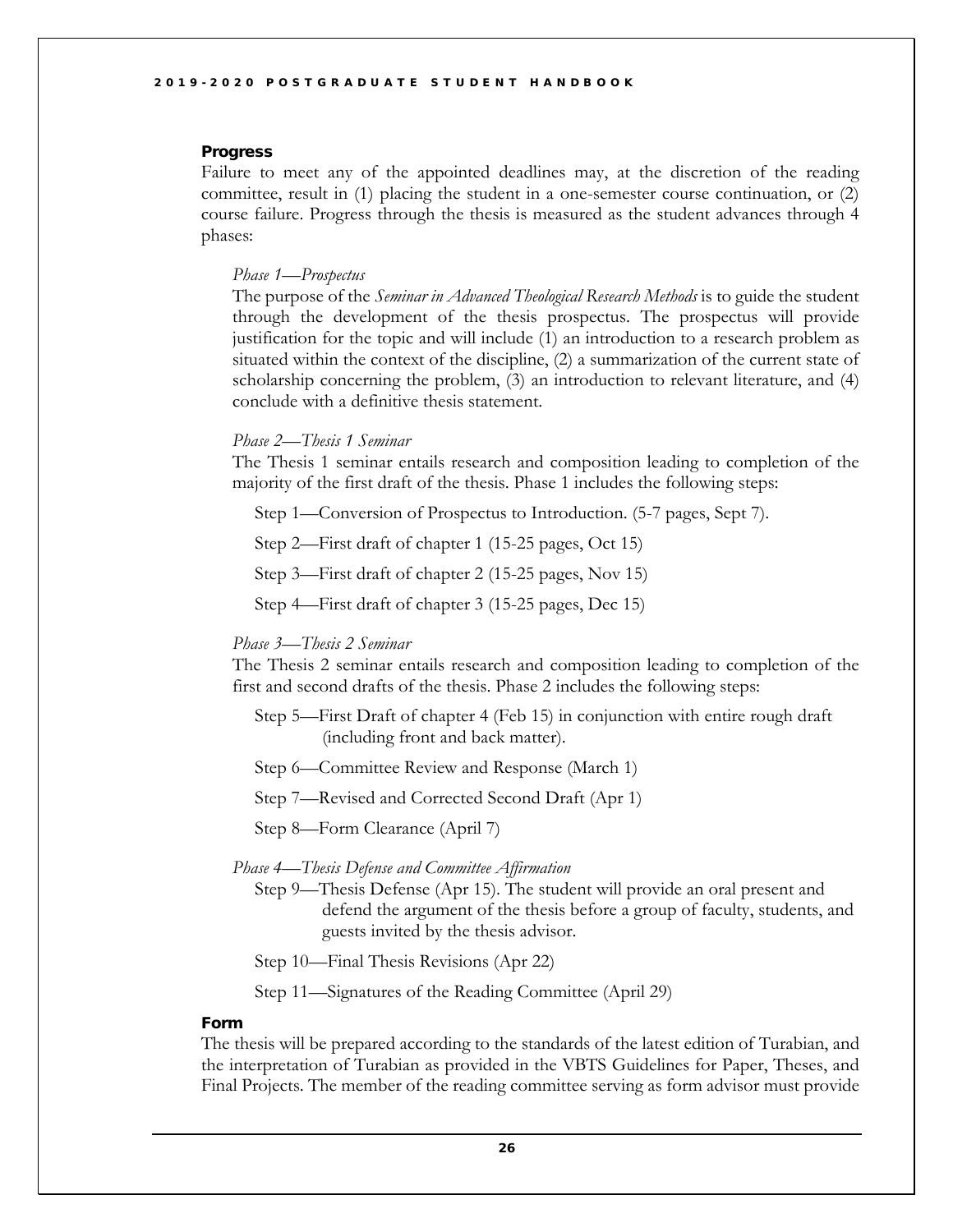### Progress

Failure to meet any of the appointed deadlines may, at the discretion of the reading committee, result in (1) placing the student in a one-semester course continuation, or (2) course failure. Progress through the thesis is measured as the student advances through 4 phases:

*Phase 1—Prospectus*

The purpose of the *Seminar in Advanced Theological Research Methods* is to guide the student through the development of the thesis prospectus. The prospectus will provide justification for the topic and will include (1) an introduction to a research problem as situated within the context of the discipline, (2) a summarization of the current state of scholarship concerning the problem, (3) an introduction to relevant literature, and (4) conclude with a definitive thesis statement.

*Phase 2—Thesis 1 Seminar*

The Thesis 1 seminar entails research and composition leading to completion of the majority of the first draft of the thesis. Phase 1 includes the following steps:

Step 1—Conversion of Prospectus to Introduction. (5-7 pages, Sept 7).

Step 2—First draft of chapter 1 (15-25 pages, Oct 15)

Step 3—First draft of chapter 2 (15-25 pages, Nov 15)

Step 4—First draft of chapter 3 (15-25 pages, Dec 15)

*Phase 3—Thesis 2 Seminar*

The Thesis 2 seminar entails research and composition leading to completion of the first and second drafts of the thesis. Phase 2 includes the following steps:

Step 5—First Draft of chapter 4 (Feb 15) in conjunction with entire rough draft (including front and back matter).

Step 6—Committee Review and Response (March 1)

Step 7—Revised and Corrected Second Draft (Apr 1)

Step 8—Form Clearance (April 7)

*Phase 4—Thesis Defense and Committee Affirmation*

Step 9—Thesis Defense (Apr 15). The student will provide an oral present and defend the argument of the thesis before a group of faculty, students, and guests invited by the thesis advisor.

Step 10—Final Thesis Revisions (Apr 22)

Step 11—Signatures of the Reading Committee (April 29)

### Form

The thesis will be prepared according to the standards of the latest edition of Turabian, and the interpretation of Turabian as provided in the VBTS Guidelines for Paper, Theses, and Final Projects. The member of the reading committee serving as form advisor must provide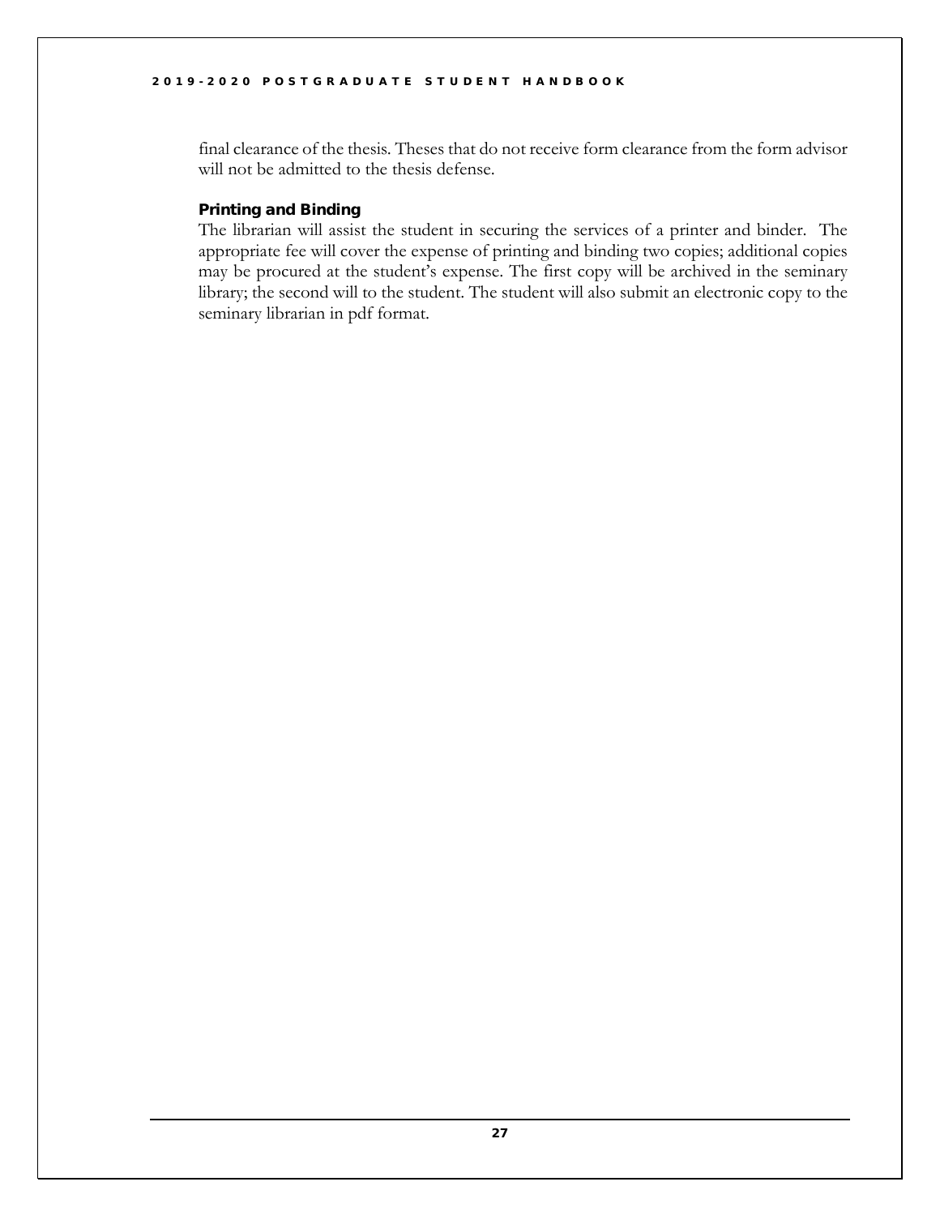final clearance of the thesis. Theses that do not receive form clearance from the form advisor will not be admitted to the thesis defense.

### Printing and Binding

The librarian will assist the student in securing the services of a printer and binder. The appropriate fee will cover the expense of printing and binding two copies; additional copies may be procured at the student's expense. The first copy will be archived in the seminary library; the second will to the student. The student will also submit an electronic copy to the seminary librarian in pdf format.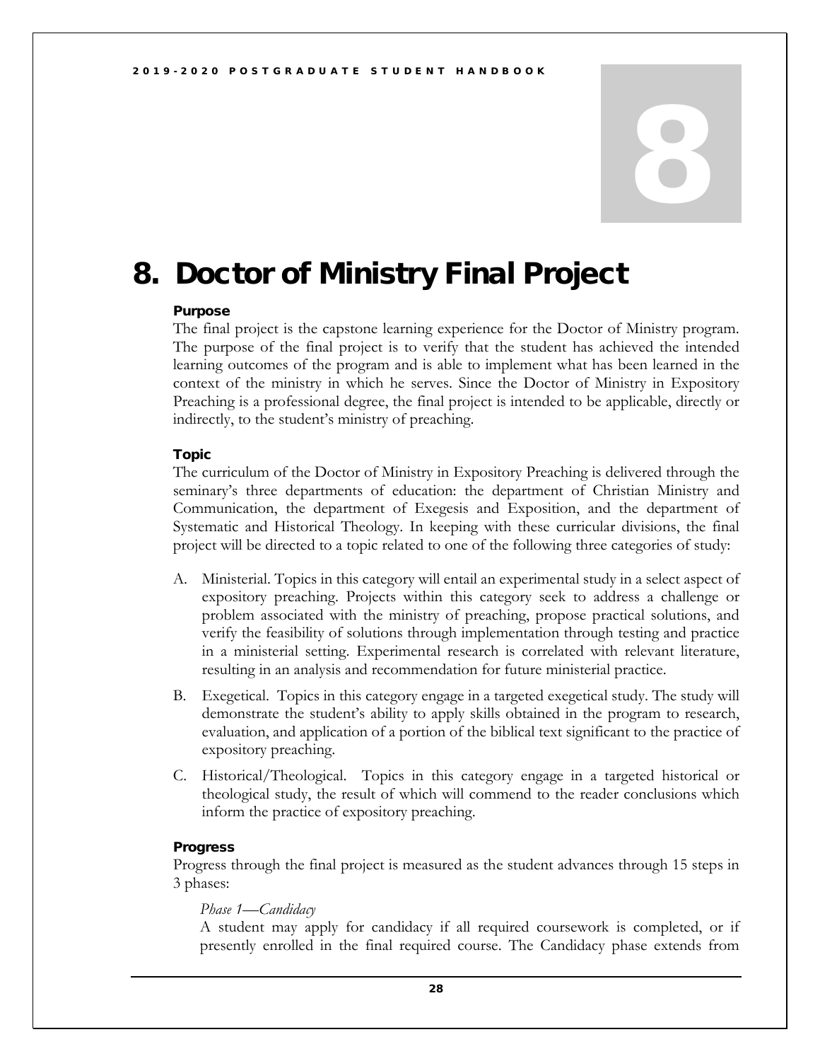# 8. Doctor of Ministry Final Project

### Purpose

The final project is the capstone learning experience for the Doctor of Ministry program. The purpose of the final project is to verify that the student has achieved the intended learning outcomes of the program and is able to implement what has been learned in the context of the ministry in which he serves. Since the Doctor of Ministry in Expository Preaching is a professional degree, the final project is intended to be applicable, directly or indirectly, to the student's ministry of preaching.

### Topic

The curriculum of the Doctor of Ministry in Expository Preaching is delivered through the seminary's three departments of education: the department of Christian Ministry and Communication, the department of Exegesis and Exposition, and the department of Systematic and Historical Theology. In keeping with these curricular divisions, the final project will be directed to a topic related to one of the following three categories of study:

A. Ministerial. Topics in this category will entail an experimental study in a select aspect of expository preaching. Projects within this category seek to address a challenge or problem associated with the ministry of preaching, propose practical solutions, and verify the feasibility of solutions through implementation through testing and practice in a ministerial setting. Experimental research is correlated with relevant literature, resulting in an analysis and recommendation for future ministerial practice.

B. Exegetical. Topics in this category engage in a targeted exegetical study. The study will demonstrate the student's ability to apply skills obtained in the program to research, evaluation, and application of a portion of the biblical text significant to the practice of expository preaching.

C. Historical/Theological. Topics in this category engage in a targeted historical or theological study, the result of which will commend to the reader conclusions which inform the practice of expository preaching.

### Progress

Progress through the final project is measured as the student advances through 15 steps in 3 phases:

*Phase 1—Candidacy*

A student may apply for candidacy if all required coursework is completed, or if presently enrolled in the final required course. The Candidacy phase extends from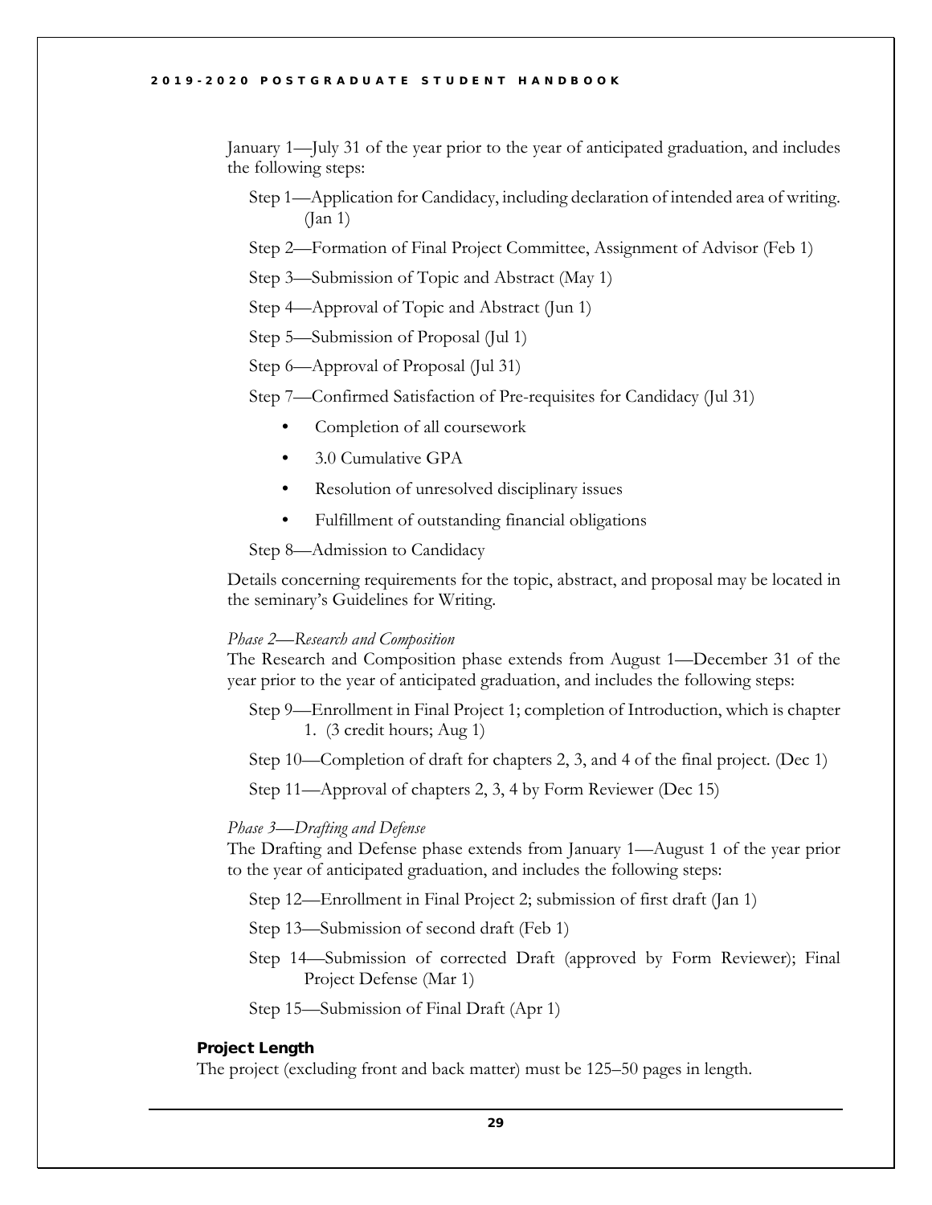January 1—July 31 of the year prior to the year of anticipated graduation, and includes the following steps:

Step 1—Application for Candidacy, including declaration of intended area of writing. (Jan 1)

Step 2—Formation of Final Project Committee, Assignment of Advisor (Feb 1)

Step 3—Submission of Topic and Abstract (May 1)

Step 4—Approval of Topic and Abstract (Jun 1)

Step 5—Submission of Proposal (Jul 1)

Step 6—Approval of Proposal (Jul 31)

Step 7—Confirmed Satisfaction of Pre-requisites for Candidacy (Jul 31)

- Completion of all coursework
- 3.0 Cumulative GPA
- Resolution of unresolved disciplinary issues
- Fulfillment of outstanding financial obligations

Step 8—Admission to Candidacy

Details concerning requirements for the topic, abstract, and proposal may be located in the seminary's Guidelines for Writing.

*Phase 2—Research and Composition*

The Research and Composition phase extends from August 1—December 31 of the year prior to the year of anticipated graduation, and includes the following steps:

Step 9—Enrollment in Final Project 1; completion of Introduction, which is chapter 1. (3 credit hours; Aug 1)

Step 10—Completion of draft for chapters 2, 3, and 4 of the final project. (Dec 1)

Step 11—Approval of chapters 2, 3, 4 by Form Reviewer (Dec 15)

*Phase 3—Drafting and Defense*

The Drafting and Defense phase extends from January 1—August 1 of the year prior to the year of anticipated graduation, and includes the following steps:

Step 12—Enrollment in Final Project 2; submission of first draft (Jan 1)

Step 13—Submission of second draft (Feb 1)

Step 14—Submission of corrected Draft (approved by Form Reviewer); Final Project Defense (Mar 1)

Step 15—Submission of Final Draft (Apr 1)

**Project Length**

The project (excluding front and back matter) must be 125–50 pages in length.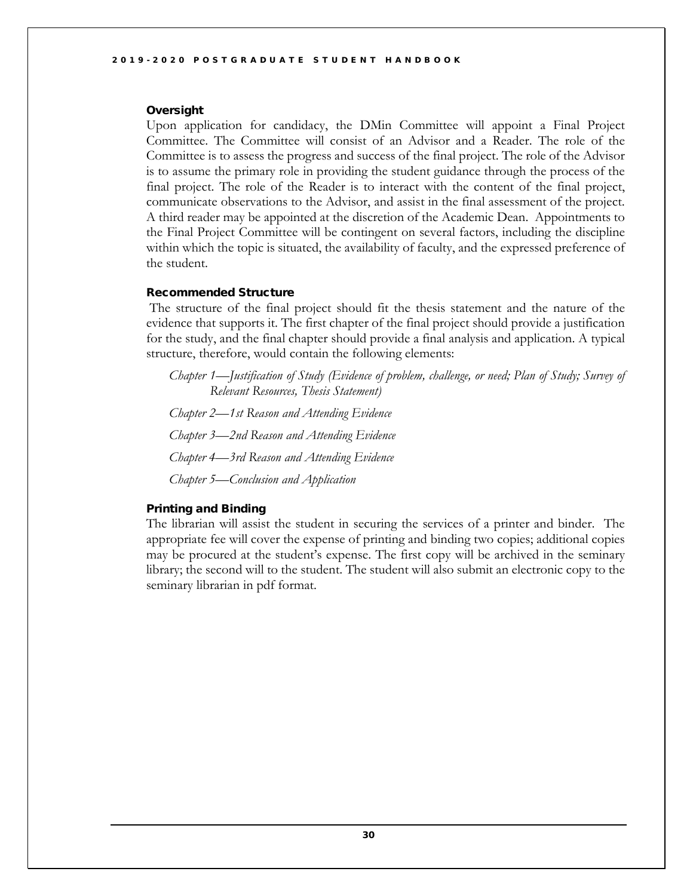### Oversight

Upon application for candidacy, the DMin Committee will appoint a Final Project Committee. The Committee will consist of an Advisor and a Reader. The role of the Committee is to assess the progress and success of the final project. The role of the Advisor is to assume the primary role in providing the student guidance through the process of the final project. The role of the Reader is to interact with the content of the final project, communicate observations to the Advisor, and assist in the final assessment of the project. A third reader may be appointed at the discretion of the Academic Dean. Appointments to the Final Project Committee will be contingent on several factors, including the discipline within which the topic is situated, the availability of faculty, and the expressed preference of the student.

### Recommended Structure

The structure of the final project should fit the thesis statement and the nature of the evidence that supports it. The first chapter of the final project should provide a justification for the study, and the final chapter should provide a final analysis and application. A typical structure, therefore, would contain the following elements:

*Chapter 1—Justification of Study (Evidence of problem, challenge, or need; Plan of Study; Survey of Relevant Resources, Thesis Statement)*

*Chapter 2—1st Reason and Attending Evidence*

*Chapter 3—2nd Reason and Attending Evidence*

*Chapter 4—3rd Reason and Attending Evidence*

*Chapter 5—Conclusion and Application*

### Printing and Binding

The librarian will assist the student in securing the services of a printer and binder. The appropriate fee will cover the expense of printing and binding two copies; additional copies may be procured at the student's expense. The first copy will be archived in the seminary library; the second will to the student. The student will also submit an electronic copy to the seminary librarian in pdf format.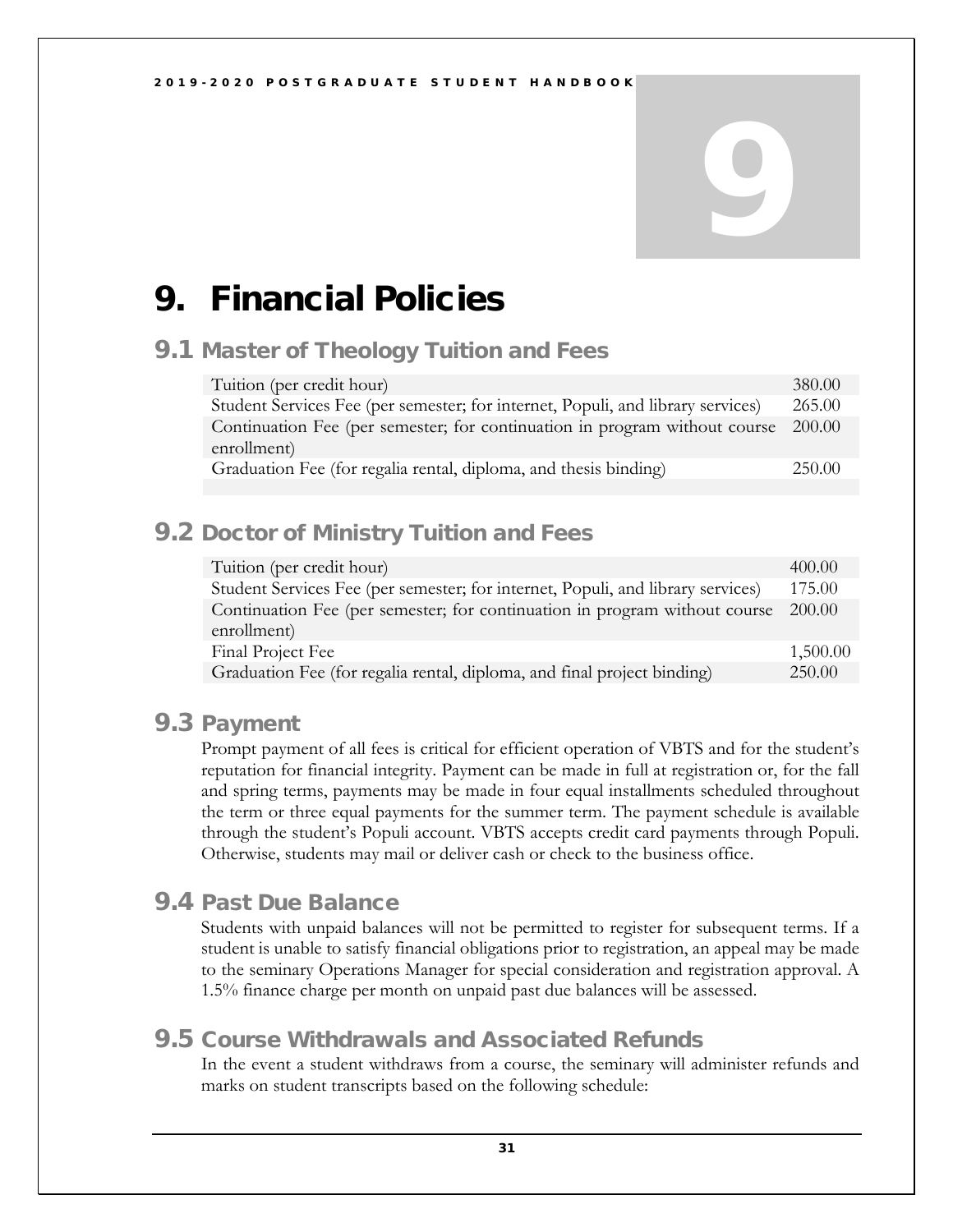# 9. Financial Policies

## 9.1 Master of Theology Tuition and Fees

| Item | Amount |
|---|---|
| Tuition (per credit hour) | 380.00 |
| Student Services Fee (per semester; for internet, Populi, and library services) | 265.00 |
| Continuation Fee (per semester; for continuation in program without course enrollment) | 200.00 |
| Graduation Fee (for regalia rental, diploma, and thesis binding) | 250.00 |

## 9.2 Doctor of Ministry Tuition and Fees

| Item | Amount |
|---|---|
| Tuition (per credit hour) | 400.00 |
| Student Services Fee (per semester; for internet, Populi, and library services) | 175.00 |
| Continuation Fee (per semester; for continuation in program without course enrollment) | 200.00 |
| Final Project Fee | 1,500.00 |
| Graduation Fee (for regalia rental, diploma, and final project binding) | 250.00 |

## 9.3 Payment

Prompt payment of all fees is critical for efficient operation of VBTS and for the student's reputation for financial integrity. Payment can be made in full at registration or, for the fall and spring terms, payments may be made in four equal installments scheduled throughout the term or three equal payments for the summer term. The payment schedule is available through the student's Populi account. VBTS accepts credit card payments through Populi. Otherwise, students may mail or deliver cash or check to the business office.

## 9.4 Past Due Balance

Students with unpaid balances will not be permitted to register for subsequent terms. If a student is unable to satisfy financial obligations prior to registration, an appeal may be made to the seminary Operations Manager for special consideration and registration approval. A 1.5% finance charge per month on unpaid past due balances will be assessed.

## 9.5 Course Withdrawals and Associated Refunds

In the event a student withdraws from a course, the seminary will administer refunds and marks on student transcripts based on the following schedule: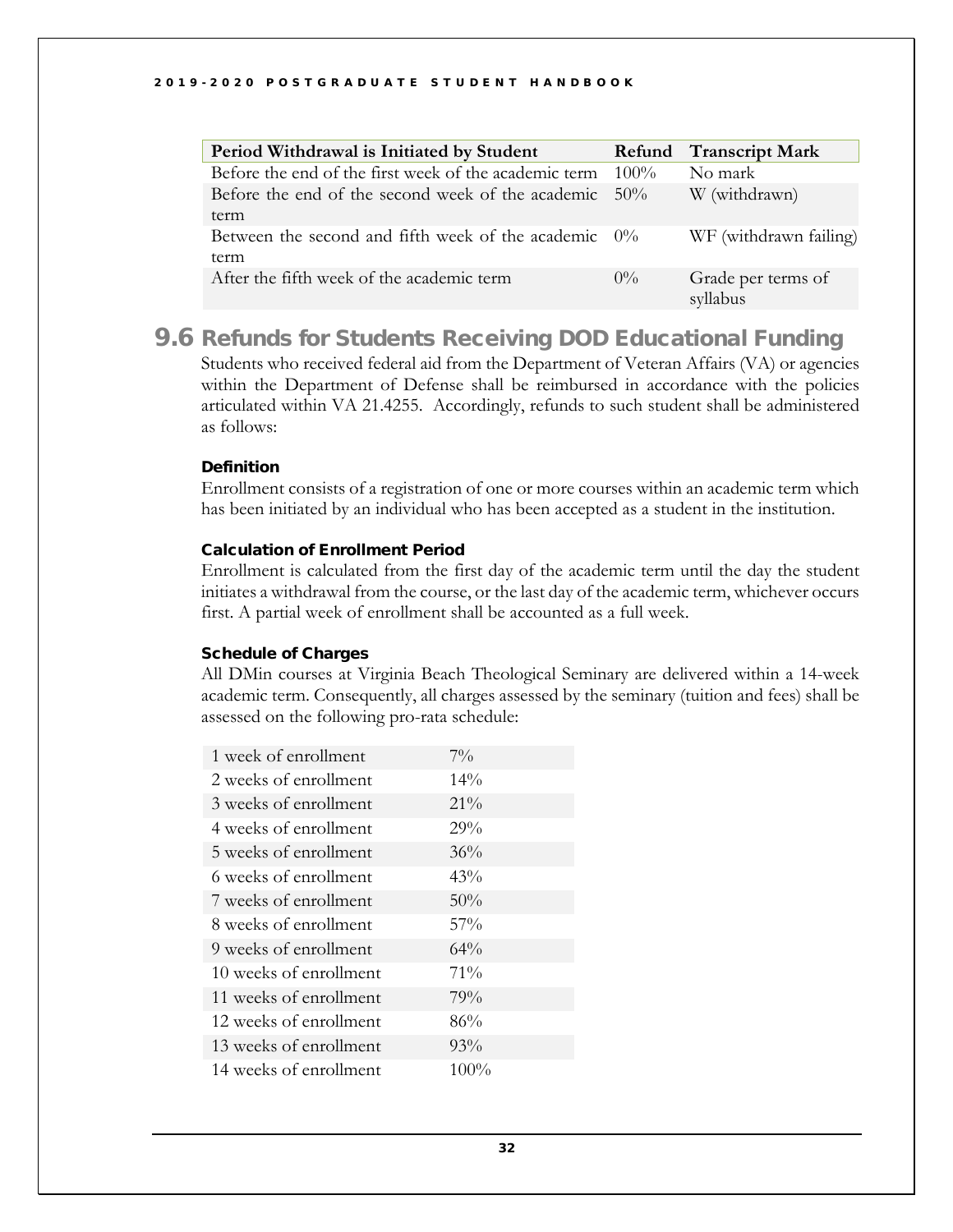| Period Withdrawal is Initiated by Student | Refund | Transcript Mark |
| --- | --- | --- |
| Before the end of the first week of the academic term | 100% | No mark |
| Before the end of the second week of the academic term | 50% | W (withdrawn) |
| Between the second and fifth week of the academic term | 0% | WF (withdrawn failing) |
| After the fifth week of the academic term | 0% | Grade per terms of syllabus |

## 9.6 Refunds for Students Receiving DOD Educational Funding

Students who received federal aid from the Department of Veteran Affairs (VA) or agencies within the Department of Defense shall be reimbursed in accordance with the policies articulated within VA 21.4255. Accordingly, refunds to such student shall be administered as follows:

#### Definition

Enrollment consists of a registration of one or more courses within an academic term which has been initiated by an individual who has been accepted as a student in the institution.

#### Calculation of Enrollment Period

Enrollment is calculated from the first day of the academic term until the day the student initiates a withdrawal from the course, or the last day of the academic term, whichever occurs first. A partial week of enrollment shall be accounted as a full week.

#### Schedule of Charges

All DMin courses at Virginia Beach Theological Seminary are delivered within a 14-week academic term. Consequently, all charges assessed by the seminary (tuition and fees) shall be assessed on the following pro-rata schedule:

| | |
| --- | --- |
| 1 week of enrollment | 7% |
| 2 weeks of enrollment | 14% |
| 3 weeks of enrollment | 21% |
| 4 weeks of enrollment | 29% |
| 5 weeks of enrollment | 36% |
| 6 weeks of enrollment | 43% |
| 7 weeks of enrollment | 50% |
| 8 weeks of enrollment | 57% |
| 9 weeks of enrollment | 64% |
| 10 weeks of enrollment | 71% |
| 11 weeks of enrollment | 79% |
| 12 weeks of enrollment | 86% |
| 13 weeks of enrollment | 93% |
| 14 weeks of enrollment | 100% |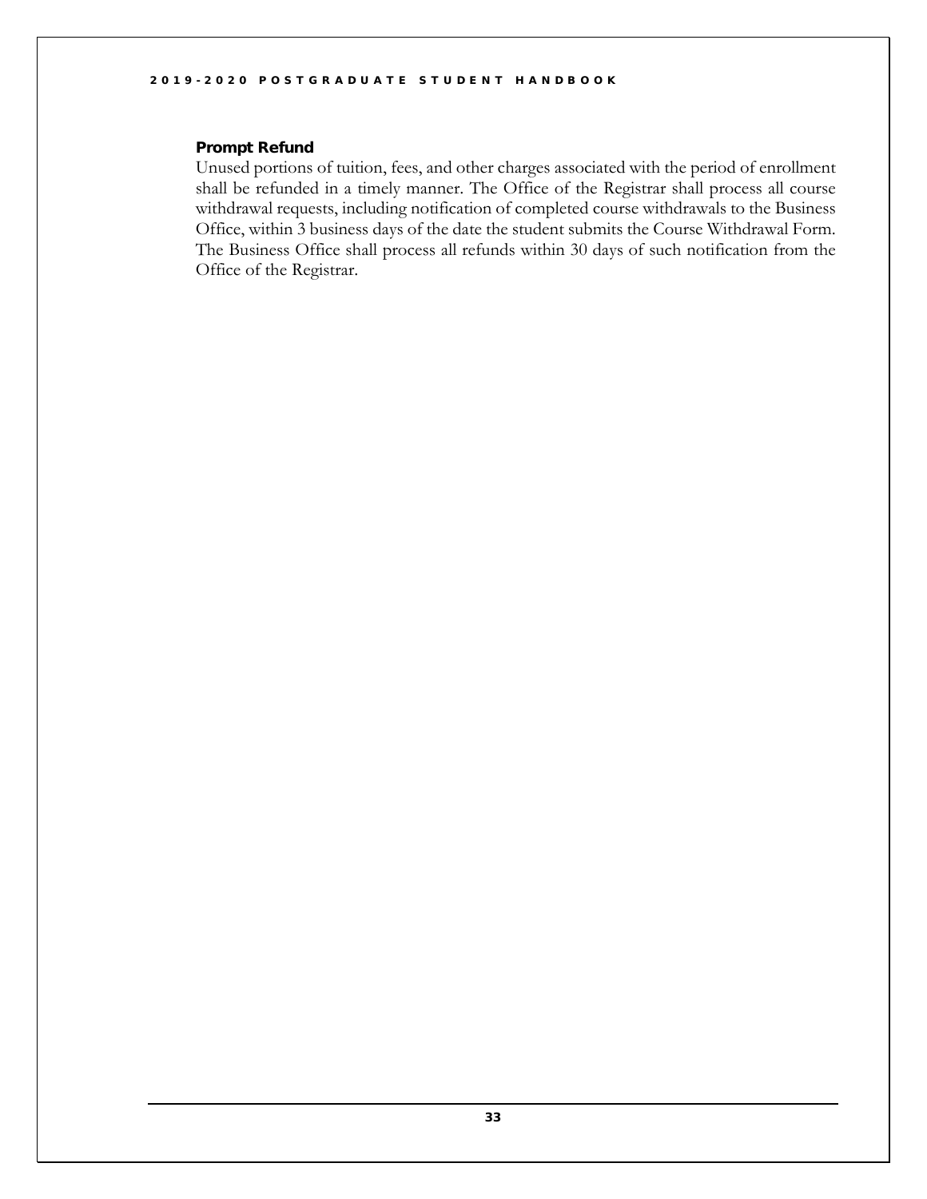### Prompt Refund

Unused portions of tuition, fees, and other charges associated with the period of enrollment shall be refunded in a timely manner. The Office of the Registrar shall process all course withdrawal requests, including notification of completed course withdrawals to the Business Office, within 3 business days of the date the student submits the Course Withdrawal Form. The Business Office shall process all refunds within 30 days of such notification from the Office of the Registrar.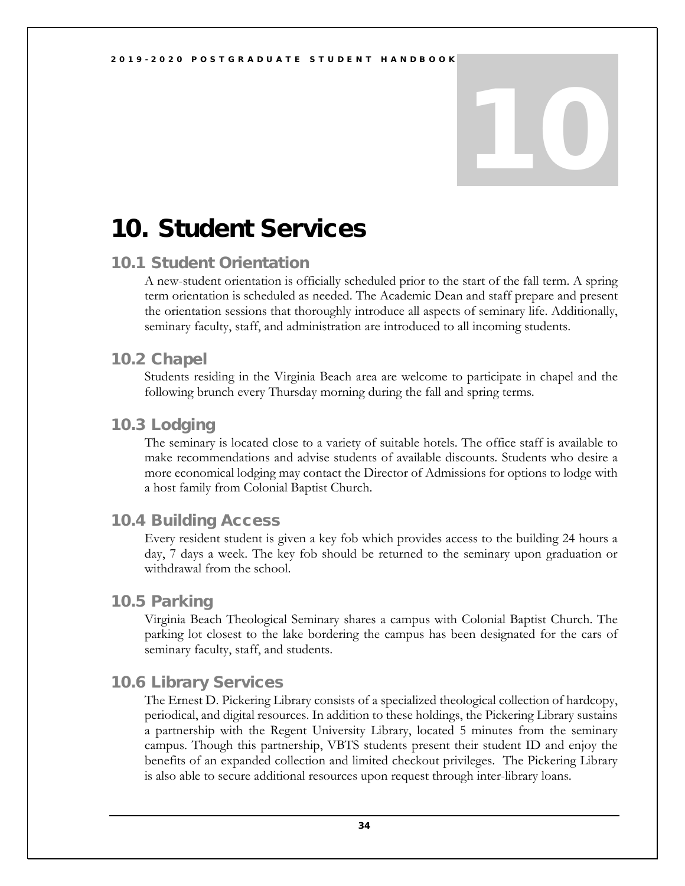# 10. Student Services

## 10.1 Student Orientation

A new-student orientation is officially scheduled prior to the start of the fall term. A spring term orientation is scheduled as needed. The Academic Dean and staff prepare and present the orientation sessions that thoroughly introduce all aspects of seminary life. Additionally, seminary faculty, staff, and administration are introduced to all incoming students.

## 10.2 Chapel

Students residing in the Virginia Beach area are welcome to participate in chapel and the following brunch every Thursday morning during the fall and spring terms.

## 10.3 Lodging

The seminary is located close to a variety of suitable hotels. The office staff is available to make recommendations and advise students of available discounts. Students who desire a more economical lodging may contact the Director of Admissions for options to lodge with a host family from Colonial Baptist Church.

## 10.4 Building Access

Every resident student is given a key fob which provides access to the building 24 hours a day, 7 days a week. The key fob should be returned to the seminary upon graduation or withdrawal from the school.

## 10.5 Parking

Virginia Beach Theological Seminary shares a campus with Colonial Baptist Church. The parking lot closest to the lake bordering the campus has been designated for the cars of seminary faculty, staff, and students.

## 10.6 Library Services

The Ernest D. Pickering Library consists of a specialized theological collection of hardcopy, periodical, and digital resources. In addition to these holdings, the Pickering Library sustains a partnership with the Regent University Library, located 5 minutes from the seminary campus. Though this partnership, VBTS students present their student ID and enjoy the benefits of an expanded collection and limited checkout privileges. The Pickering Library is also able to secure additional resources upon request through inter-library loans.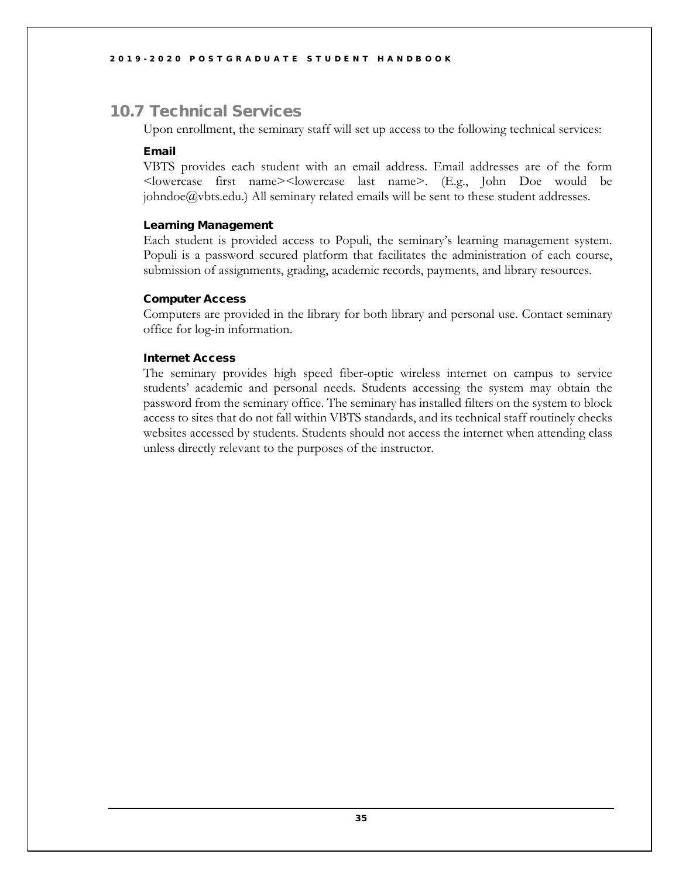## 10.7 Technical Services

Upon enrollment, the seminary staff will set up access to the following technical services:

### Email

VBTS provides each student with an email address. Email addresses are of the form <lowercase first name><lowercase last name>. (E.g., John Doe would be johndoe@vbts.edu.) All seminary related emails will be sent to these student addresses.

### Learning Management

Each student is provided access to Populi, the seminary's learning management system. Populi is a password secured platform that facilitates the administration of each course, submission of assignments, grading, academic records, payments, and library resources.

### Computer Access

Computers are provided in the library for both library and personal use. Contact seminary office for log-in information.

### Internet Access

The seminary provides high speed fiber-optic wireless internet on campus to service students' academic and personal needs. Students accessing the system may obtain the password from the seminary office. The seminary has installed filters on the system to block access to sites that do not fall within VBTS standards, and its technical staff routinely checks websites accessed by students. Students should not access the internet when attending class unless directly relevant to the purposes of the instructor.